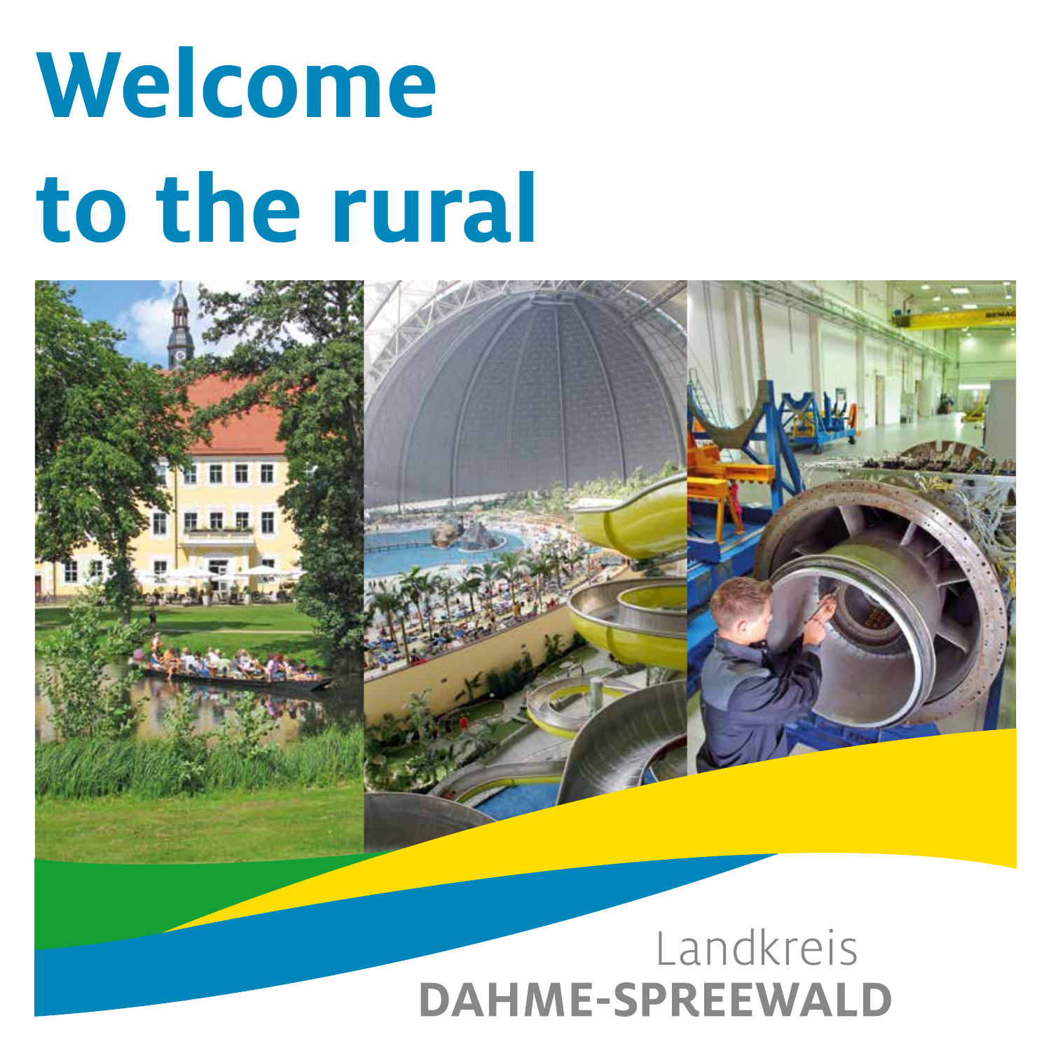# Welcome to the rural

Landkreis
**DAHME-SPREEWALD**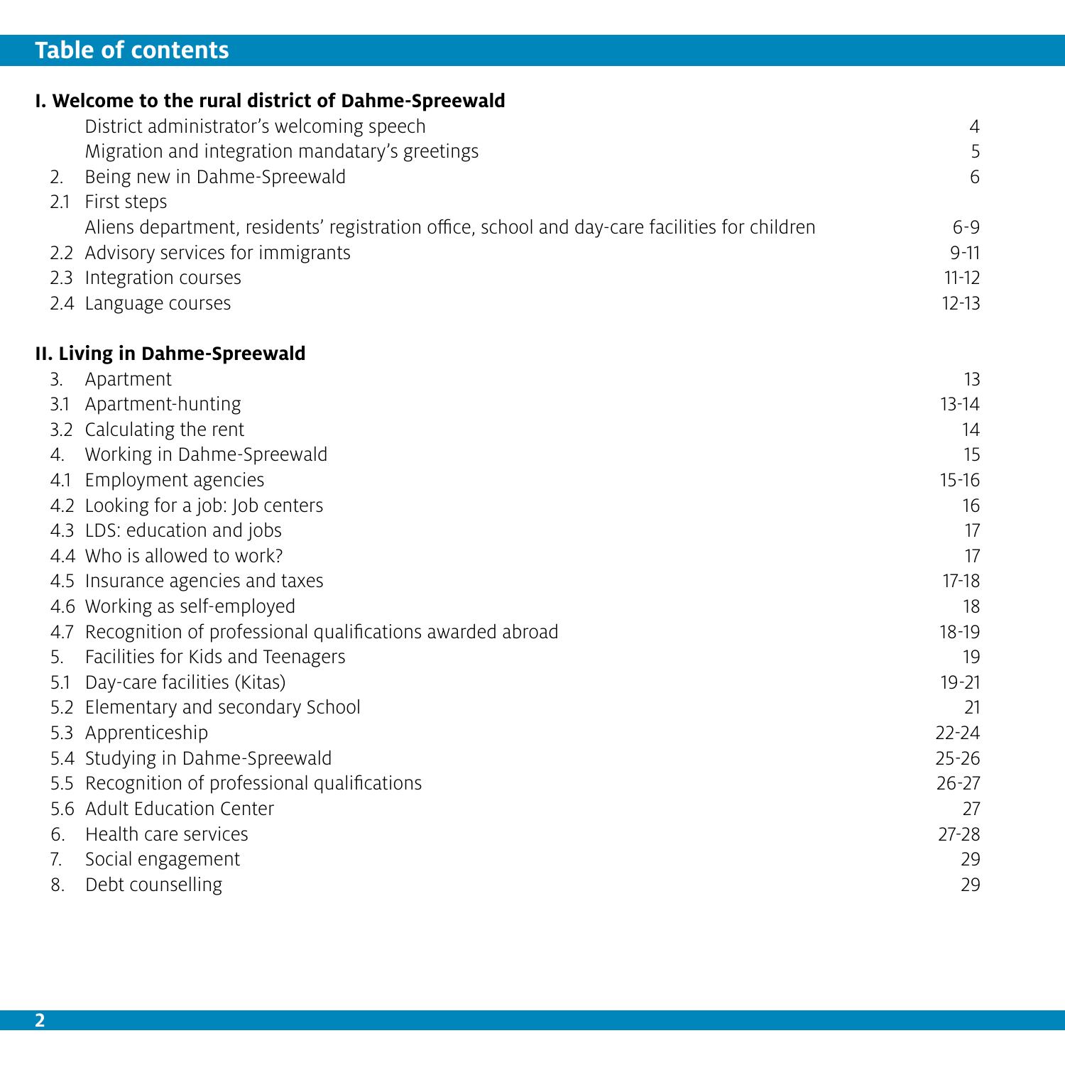# Table of contents

## I. Welcome to the rural district of Dahme-Spreewald

| | | |
|---|---|---|
| | District administrator's welcoming speech | 4 |
| | Migration and integration mandatary's greetings | 5 |
| 2. | Being new in Dahme-Spreewald | 6 |
| 2.1 | First steps | |
| | Aliens department, residents' registration office, school and day-care facilities for children | 6-9 |
| 2.2 | Advisory services for immigrants | 9-11 |
| 2.3 | Integration courses | 11-12 |
| 2.4 | Language courses | 12-13 |

## II. Living in Dahme-Spreewald

| | | |
|---|---|---|
| 3. | Apartment | 13 |
| 3.1 | Apartment-hunting | 13-14 |
| 3.2 | Calculating the rent | 14 |
| 4. | Working in Dahme-Spreewald | 15 |
| 4.1 | Employment agencies | 15-16 |
| 4.2 | Looking for a job: Job centers | 16 |
| 4.3 | LDS: education and jobs | 17 |
| 4.4 | Who is allowed to work? | 17 |
| 4.5 | Insurance agencies and taxes | 17-18 |
| 4.6 | Working as self-employed | 18 |
| 4.7 | Recognition of professional qualifications awarded abroad | 18-19 |
| 5. | Facilities for Kids and Teenagers | 19 |
| 5.1 | Day-care facilities (Kitas) | 19-21 |
| 5.2 | Elementary and secondary School | 21 |
| 5.3 | Apprenticeship | 22-24 |
| 5.4 | Studying in Dahme-Spreewald | 25-26 |
| 5.5 | Recognition of professional qualifications | 26-27 |
| 5.6 | Adult Education Center | 27 |
| 6. | Health care services | 27-28 |
| 7. | Social engagement | 29 |
| 8. | Debt counselling | 29 |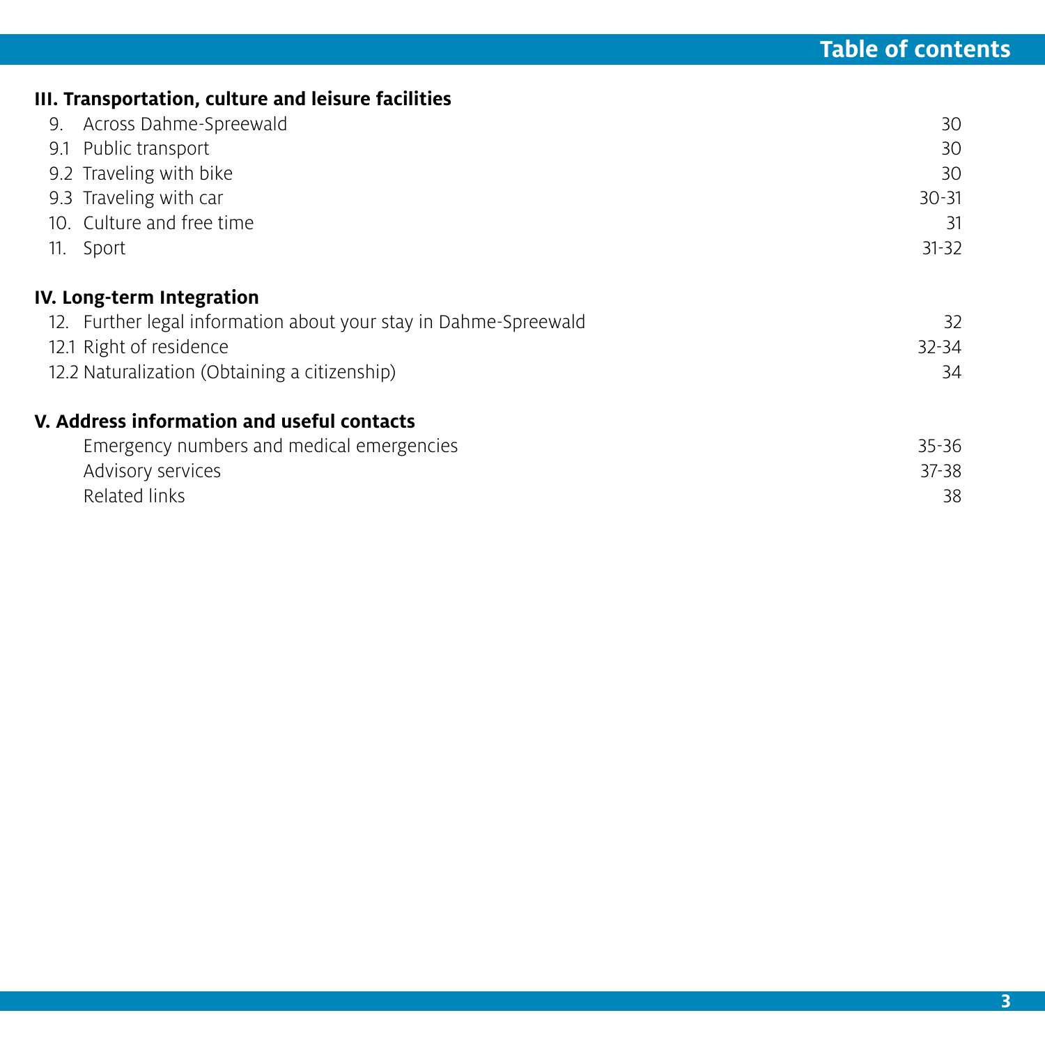## Table of contents

**III. Transportation, culture and leisure facilities**

| | | |
|---|---|---|
| 9. | Across Dahme-Spreewald | 30 |
| 9.1 | Public transport | 30 |
| 9.2 | Traveling with bike | 30 |
| 9.3 | Traveling with car | 30-31 |
| 10. | Culture and free time | 31 |
| 11. | Sport | 31-32 |

**IV. Long-term Integration**

| | | |
|---|---|---|
| 12. | Further legal information about your stay in Dahme-Spreewald | 32 |
| 12.1 | Right of residence | 32-34 |
| 12.2 | Naturalization (Obtaining a citizenship) | 34 |

**V. Address information and useful contacts**

| | | |
|---|---|---|
| | Emergency numbers and medical emergencies | 35-36 |
| | Advisory services | 37-38 |
| | Related links | 38 |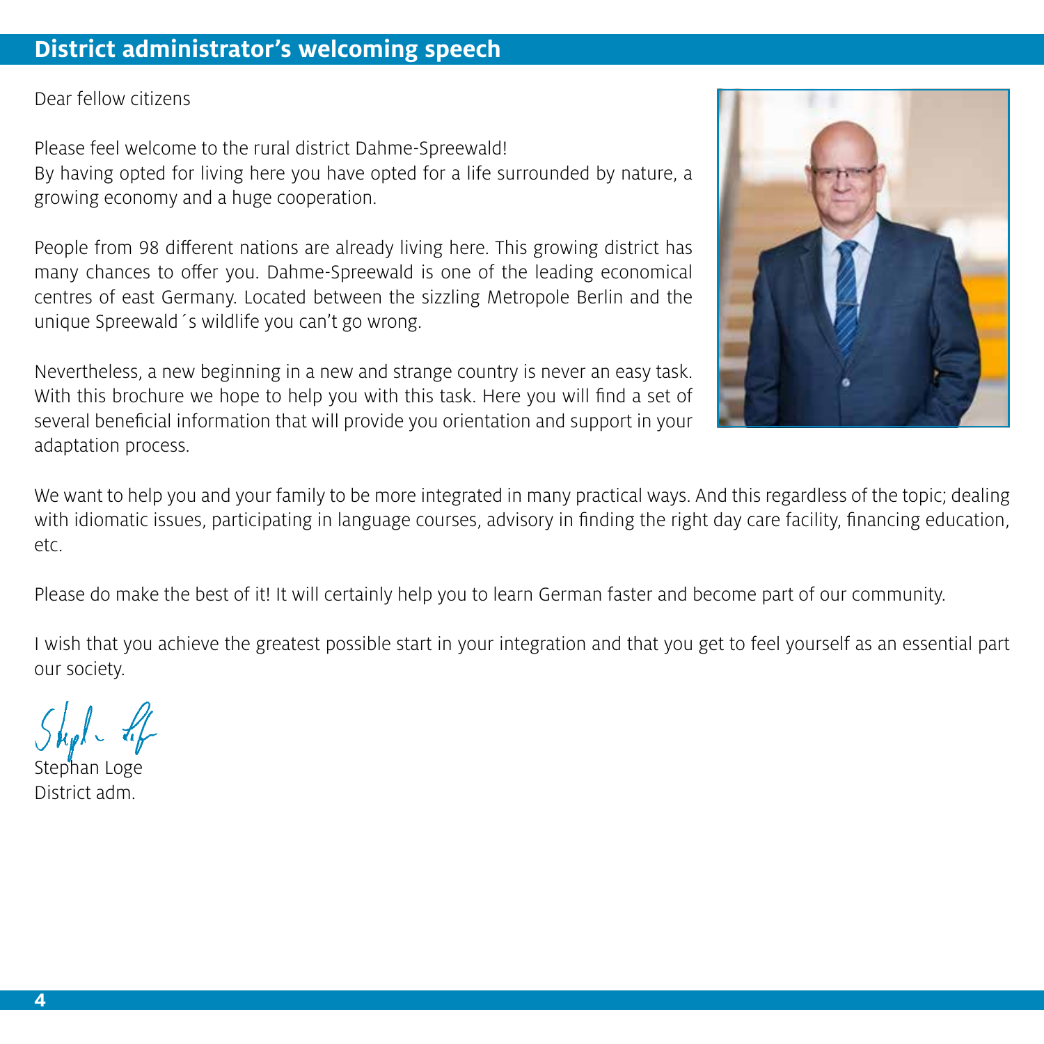## District administrator's welcoming speech

Dear fellow citizens

Please feel welcome to the rural district Dahme-Spreewald!
By having opted for living here you have opted for a life surrounded by nature, a growing economy and a huge cooperation.

People from 98 different nations are already living here. This growing district has many chances to offer you. Dahme-Spreewald is one of the leading economical centres of east Germany. Located between the sizzling Metropole Berlin and the unique Spreewald´s wildlife you can't go wrong.

Nevertheless, a new beginning in a new and strange country is never an easy task. With this brochure we hope to help you with this task. Here you will find a set of several beneficial information that will provide you orientation and support in your adaptation process.

We want to help you and your family to be more integrated in many practical ways. And this regardless of the topic; dealing with idiomatic issues, participating in language courses, advisory in finding the right day care facility, financing education, etc.

Please do make the best of it! It will certainly help you to learn German faster and become part of our community.

I wish that you achieve the greatest possible start in your integration and that you get to feel yourself as an essential part our society.

Stephan Loge
District adm.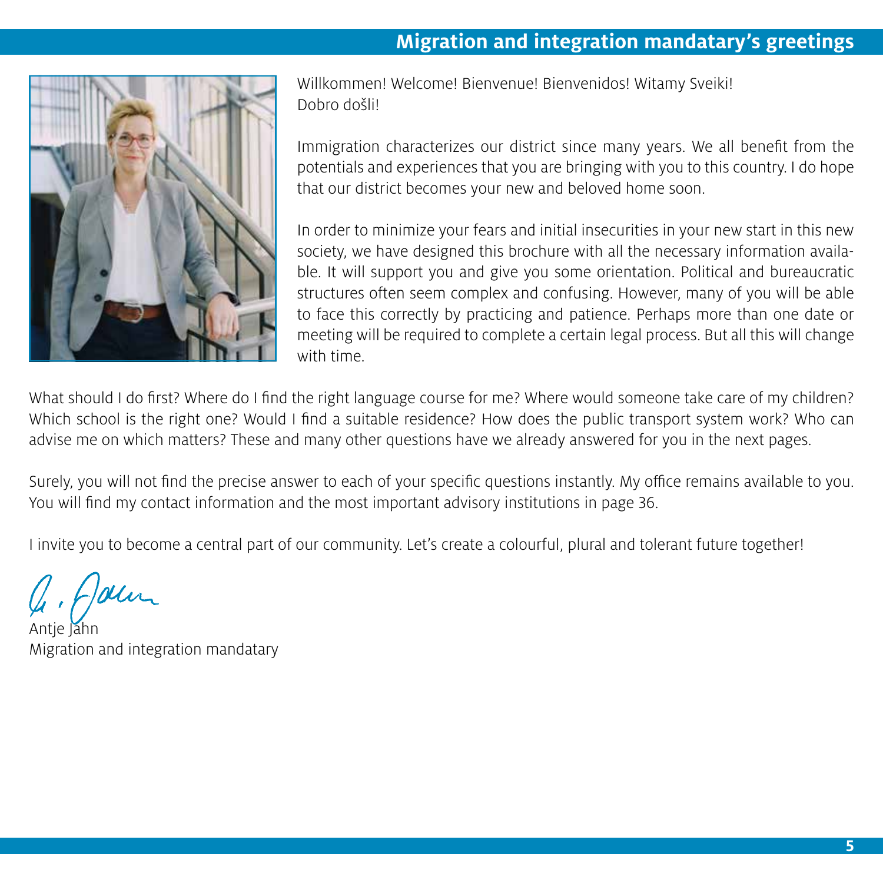# Migration and integration mandatary's greetings

Willkommen! Welcome! Bienvenue! Bienvenidos! Witamy Sveiki!
Dobro došli!

Immigration characterizes our district since many years. We all benefit from the potentials and experiences that you are bringing with you to this country. I do hope that our district becomes your new and beloved home soon.

In order to minimize your fears and initial insecurities in your new start in this new society, we have designed this brochure with all the necessary information available. It will support you and give you some orientation. Political and bureaucratic structures often seem complex and confusing. However, many of you will be able to face this correctly by practicing and patience. Perhaps more than one date or meeting will be required to complete a certain legal process. But all this will change with time.

What should I do first? Where do I find the right language course for me? Where would someone take care of my children? Which school is the right one? Would I find a suitable residence? How does the public transport system work? Who can advise me on which matters? These and many other questions have we already answered for you in the next pages.

Surely, you will not find the precise answer to each of your specific questions instantly. My office remains available to you. You will find my contact information and the most important advisory institutions in page 36.

I invite you to become a central part of our community. Let's create a colourful, plural and tolerant future together!

Antje Jahn
Migration and integration mandatary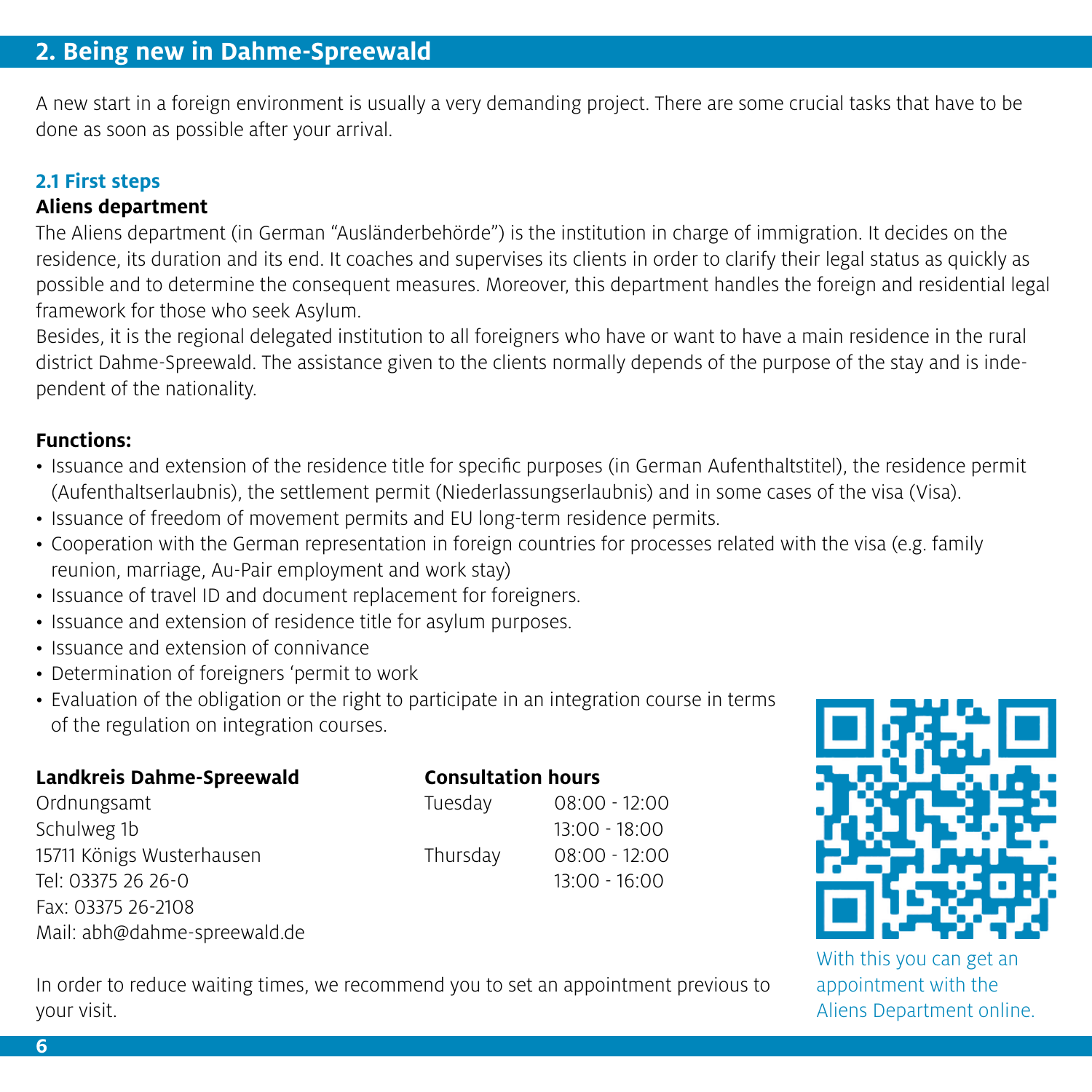## 2. Being new in Dahme-Spreewald

A new start in a foreign environment is usually a very demanding project. There are some crucial tasks that have to be done as soon as possible after your arrival.

### 2.1 First steps

**Aliens department**

The Aliens department (in German "Ausländerbehörde") is the institution in charge of immigration. It decides on the residence, its duration and its end. It coaches and supervises its clients in order to clarify their legal status as quickly as possible and to determine the consequent measures. Moreover, this department handles the foreign and residential legal framework for those who seek Asylum.

Besides, it is the regional delegated institution to all foreigners who have or want to have a main residence in the rural district Dahme-Spreewald. The assistance given to the clients normally depends of the purpose of the stay and is independent of the nationality.

**Functions:**

- Issuance and extension of the residence title for specific purposes (in German Aufenthaltstitel), the residence permit (Aufenthaltserlaubnis), the settlement permit (Niederlassungserlaubnis) and in some cases of the visa (Visa).
- Issuance of freedom of movement permits and EU long-term residence permits.
- Cooperation with the German representation in foreign countries for processes related with the visa (e.g. family reunion, marriage, Au-Pair employment and work stay)
- Issuance of travel ID and document replacement for foreigners.
- Issuance and extension of residence title for asylum purposes.
- Issuance and extension of connivance
- Determination of foreigners 'permit to work
- Evaluation of the obligation or the right to participate in an integration course in terms of the regulation on integration courses.

**Landkreis Dahme-Spreewald**

Ordnungsamt
Schulweg 1b
15711 Königs Wusterhausen
Tel: 03375 26 26-0
Fax: 03375 26-2108
Mail: abh@dahme-spreewald.de

**Consultation hours**

| | |
|---|---|
| Tuesday | 08:00 - 12:00 |
| | 13:00 - 18:00 |
| Thursday | 08:00 - 12:00 |
| | 13:00 - 16:00 |

In order to reduce waiting times, we recommend you to set an appointment previous to your visit.

With this you can get an appointment with the Aliens Department online.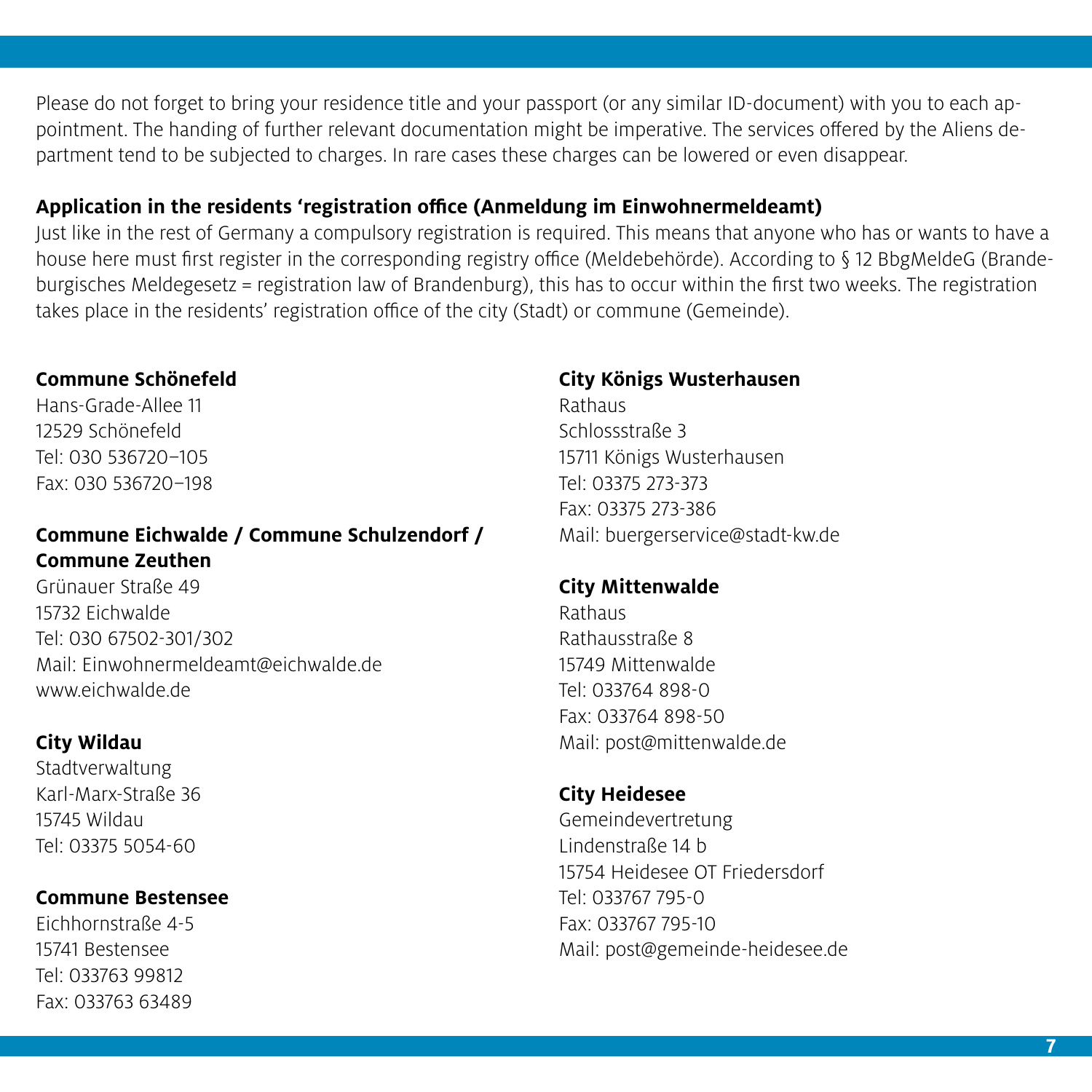Please do not forget to bring your residence title and your passport (or any similar ID-document) with you to each appointment. The handing of further relevant documentation might be imperative. The services offered by the Aliens department tend to be subjected to charges. In rare cases these charges can be lowered or even disappear.

**Application in the residents 'registration office (Anmeldung im Einwohnermeldeamt)**

Just like in the rest of Germany a compulsory registration is required. This means that anyone who has or wants to have a house here must first register in the corresponding registry office (Meldebehörde). According to § 12 BbgMeldeG (Brandeburgisches Meldegesetz = registration law of Brandenburg), this has to occur within the first two weeks. The registration takes place in the residents' registration office of the city (Stadt) or commune (Gemeinde).

**Commune Schönefeld**
Hans-Grade-Allee 11
12529 Schönefeld
Tel: 030 536720–105
Fax: 030 536720–198

**Commune Eichwalde / Commune Schulzendorf / Commune Zeuthen**
Grünauer Straße 49
15732 Eichwalde
Tel: 030 67502-301/302
Mail: Einwohnermeldeamt@eichwalde.de
www.eichwalde.de

**City Wildau**
Stadtverwaltung
Karl-Marx-Straße 36
15745 Wildau
Tel: 03375 5054-60

**Commune Bestensee**
Eichhornstraße 4-5
15741 Bestensee
Tel: 033763 99812
Fax: 033763 63489

**City Königs Wusterhausen**
Rathaus
Schlossstraße 3
15711 Königs Wusterhausen
Tel: 03375 273-373
Fax: 03375 273-386
Mail: buergerservice@stadt-kw.de

**City Mittenwalde**
Rathaus
Rathausstraße 8
15749 Mittenwalde
Tel: 033764 898-0
Fax: 033764 898-50
Mail: post@mittenwalde.de

**City Heidesee**
Gemeindevertretung
Lindenstraße 14 b
15754 Heidesee OT Friedersdorf
Tel: 033767 795-0
Fax: 033767 795-10
Mail: post@gemeinde-heidesee.de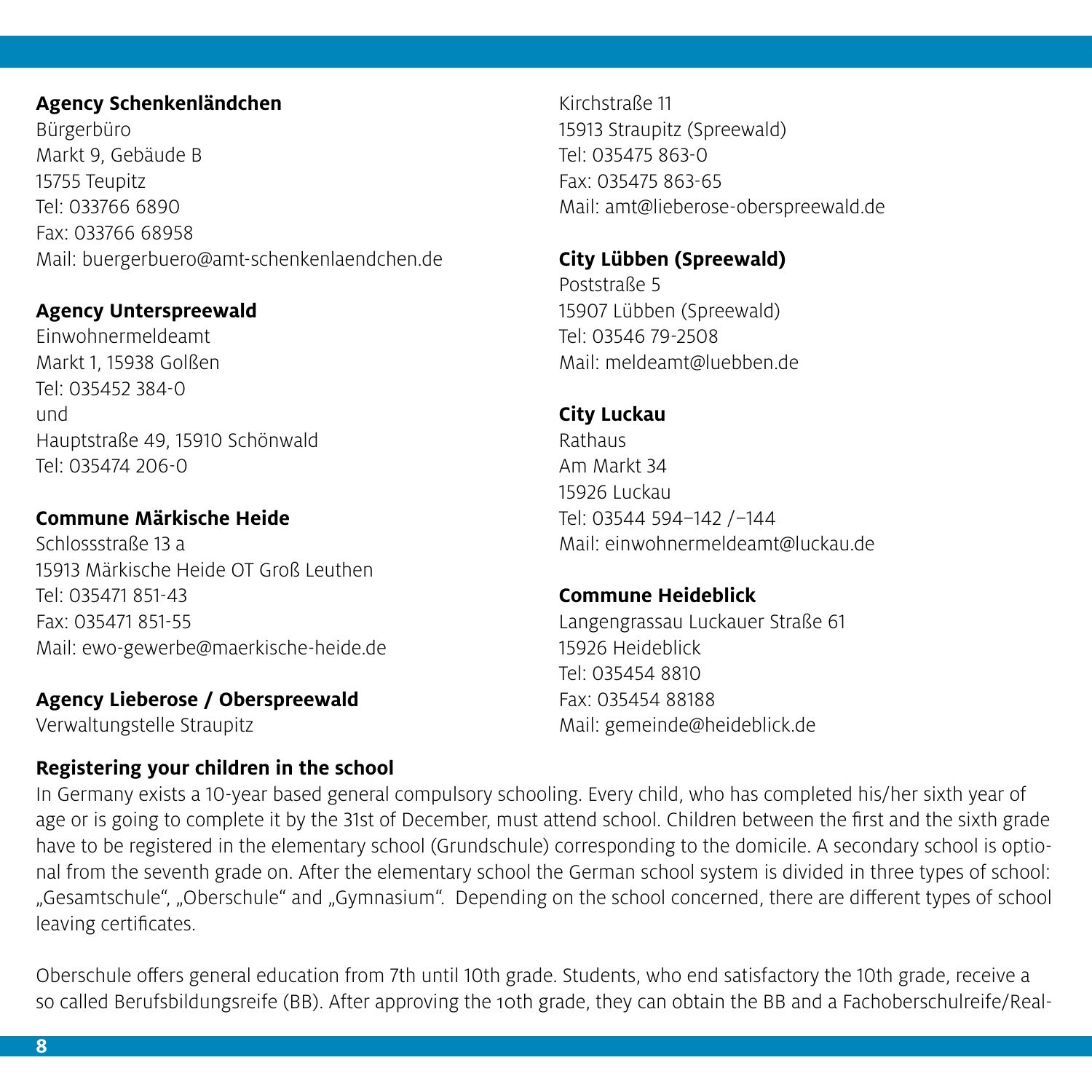**Agency Schenkenländchen**
Bürgerbüro
Markt 9, Gebäude B
15755 Teupitz
Tel: 033766 6890
Fax: 033766 68958
Mail: buergerbuero@amt-schenkenlaendchen.de

**Agency Unterspreewald**
Einwohnermeldeamt
Markt 1, 15938 Golßen
Tel: 035452 384-0
und
Hauptstraße 49, 15910 Schönwald
Tel: 035474 206-0

**Commune Märkische Heide**
Schlossstraße 13 a
15913 Märkische Heide OT Groß Leuthen
Tel: 035471 851-43
Fax: 035471 851-55
Mail: ewo-gewerbe@maerkische-heide.de

**Agency Lieberose / Oberspreewald**
Verwaltungstelle Straupitz
Kirchstraße 11
15913 Straupitz (Spreewald)
Tel: 035475 863-0
Fax: 035475 863-65
Mail: amt@lieberose-oberspreewald.de

**City Lübben (Spreewald)**
Poststraße 5
15907 Lübben (Spreewald)
Tel: 03546 79-2508
Mail: meldeamt@luebben.de

**City Luckau**
Rathaus
Am Markt 34
15926 Luckau
Tel: 03544 594–142 /–144
Mail: einwohnermeldeamt@luckau.de

**Commune Heideblick**
Langengrassau Luckauer Straße 61
15926 Heideblick
Tel: 035454 8810
Fax: 035454 88188
Mail: gemeinde@heideblick.de

**Registering your children in the school**

In Germany exists a 10-year based general compulsory schooling. Every child, who has completed his/her sixth year of age or is going to complete it by the 31st of December, must attend school. Children between the first and the sixth grade have to be registered in the elementary school (Grundschule) corresponding to the domicile. A secondary school is optional from the seventh grade on. After the elementary school the German school system is divided in three types of school: „Gesamtschule", „Oberschule" and „Gymnasium". Depending on the school concerned, there are different types of school leaving certificates.

Oberschule offers general education from 7th until 10th grade. Students, who end satisfactory the 10th grade, receive a so called Berufsbildungsreife (BB). After approving the 10th grade, they can obtain the BB and a Fachoberschulreife/Real-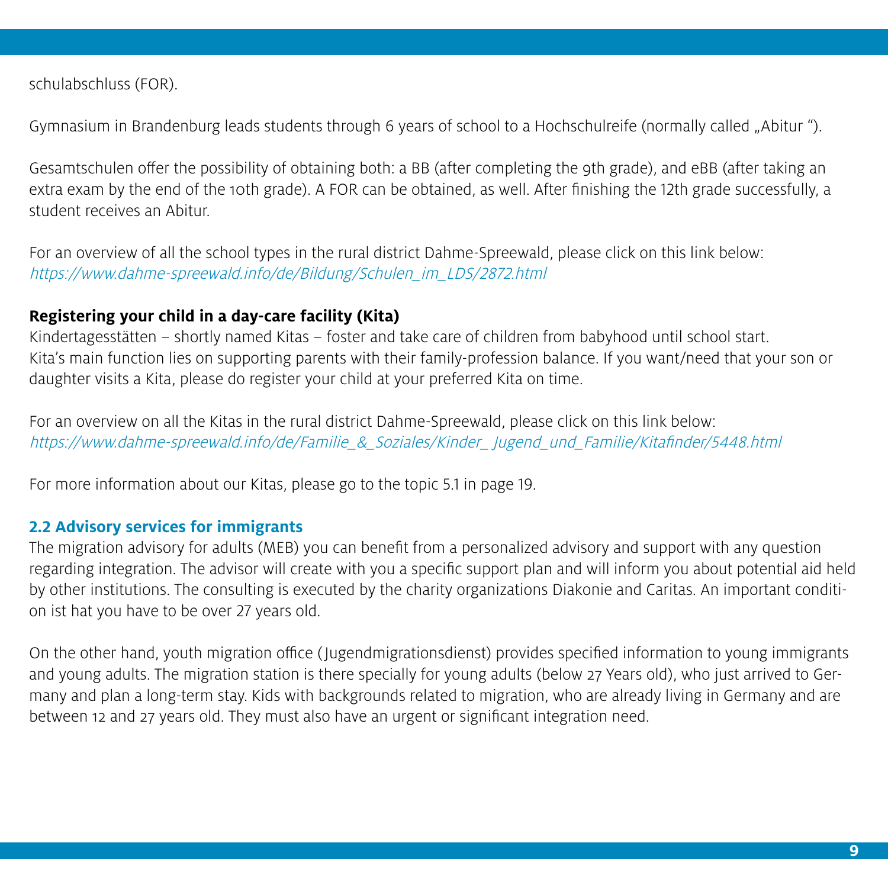schulabschluss (FOR).

Gymnasium in Brandenburg leads students through 6 years of school to a Hochschulreife (normally called „Abitur ").

Gesamtschulen offer the possibility of obtaining both: a BB (after completing the 9th grade), and eBB (after taking an extra exam by the end of the 10th grade). A FOR can be obtained, as well. After finishing the 12th grade successfully, a student receives an Abitur.

For an overview of all the school types in the rural district Dahme-Spreewald, please click on this link below:
*https://www.dahme-spreewald.info/de/Bildung/Schulen_im_LDS/2872.html*

**Registering your child in a day-care facility (Kita)**

Kindertagesstätten – shortly named Kitas – foster and take care of children from babyhood until school start. Kita's main function lies on supporting parents with their family-profession balance. If you want/need that your son or daughter visits a Kita, please do register your child at your preferred Kita on time.

For an overview on all the Kitas in the rural district Dahme-Spreewald, please click on this link below:
*https://www.dahme-spreewald.info/de/Familie_&_Soziales/Kinder_ Jugend_und_Familie/Kitafinder/5448.html*

For more information about our Kitas, please go to the topic 5.1 in page 19.

## 2.2 Advisory services for immigrants

The migration advisory for adults (MEB) you can benefit from a personalized advisory and support with any question regarding integration. The advisor will create with you a specific support plan and will inform you about potential aid held by other institutions. The consulting is executed by the charity organizations Diakonie and Caritas. An important condition ist hat you have to be over 27 years old.

On the other hand, youth migration office (Jugendmigrationsdienst) provides specified information to young immigrants and young adults. The migration station is there specially for young adults (below 27 Years old), who just arrived to Germany and plan a long-term stay. Kids with backgrounds related to migration, who are already living in Germany and are between 12 and 27 years old. They must also have an urgent or significant integration need.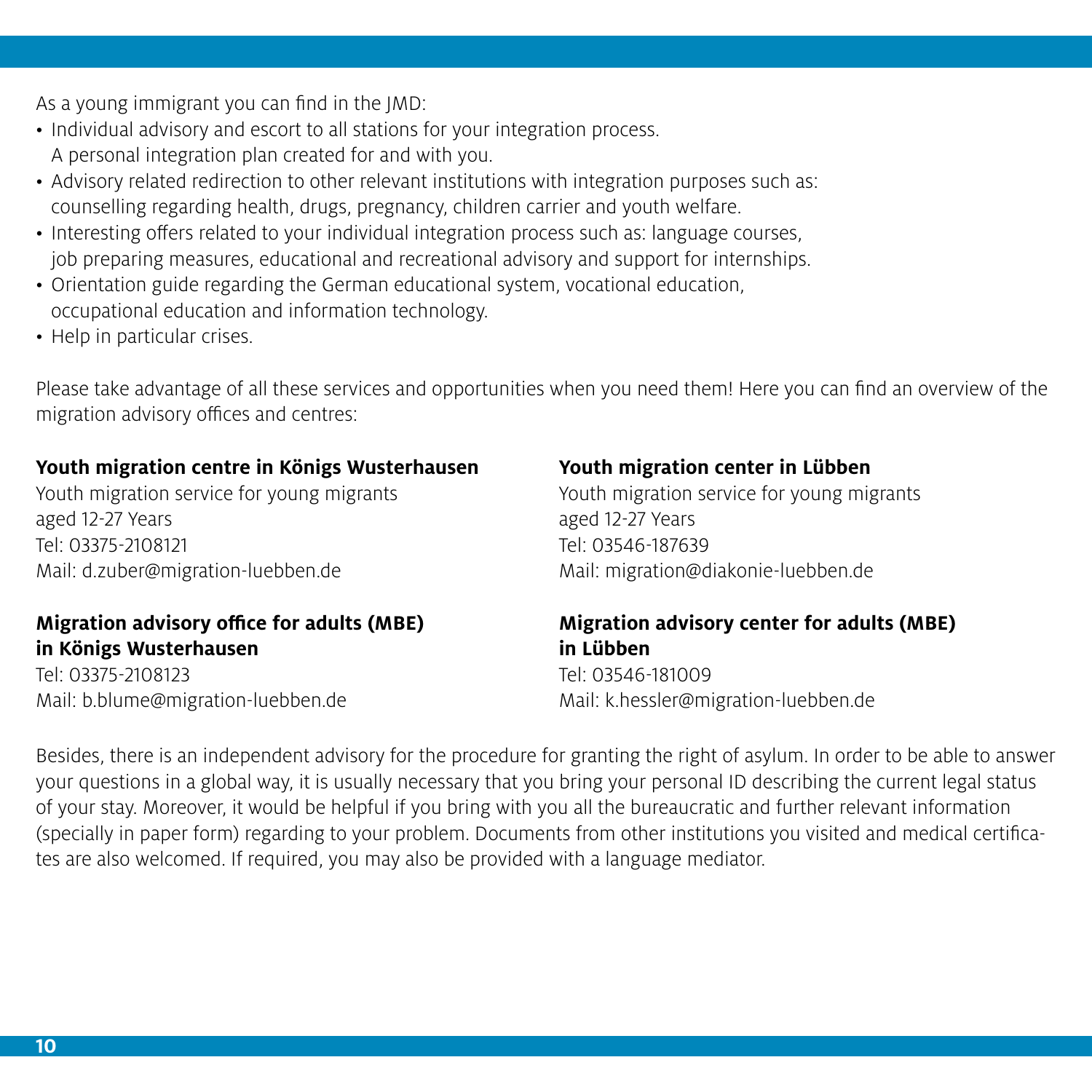As a young immigrant you can find in the JMD:

- Individual advisory and escort to all stations for your integration process. A personal integration plan created for and with you.
- Advisory related redirection to other relevant institutions with integration purposes such as: counselling regarding health, drugs, pregnancy, children carrier and youth welfare.
- Interesting offers related to your individual integration process such as: language courses, job preparing measures, educational and recreational advisory and support for internships.
- Orientation guide regarding the German educational system, vocational education, occupational education and information technology.
- Help in particular crises.

Please take advantage of all these services and opportunities when you need them! Here you can find an overview of the migration advisory offices and centres:

**Youth migration centre in Königs Wusterhausen**
Youth migration service for young migrants aged 12-27 Years
Tel: 03375-2108121
Mail: d.zuber@migration-luebben.de

**Migration advisory office for adults (MBE) in Königs Wusterhausen**
Tel: 03375-2108123
Mail: b.blume@migration-luebben.de

**Youth migration center in Lübben**
Youth migration service for young migrants aged 12-27 Years
Tel: 03546-187639
Mail: migration@diakonie-luebben.de

**Migration advisory center for adults (MBE) in Lübben**
Tel: 03546-181009
Mail: k.hessler@migration-luebben.de

Besides, there is an independent advisory for the procedure for granting the right of asylum. In order to be able to answer your questions in a global way, it is usually necessary that you bring your personal ID describing the current legal status of your stay. Moreover, it would be helpful if you bring with you all the bureaucratic and further relevant information (specially in paper form) regarding to your problem. Documents from other institutions you visited and medical certificates are also welcomed. If required, you may also be provided with a language mediator.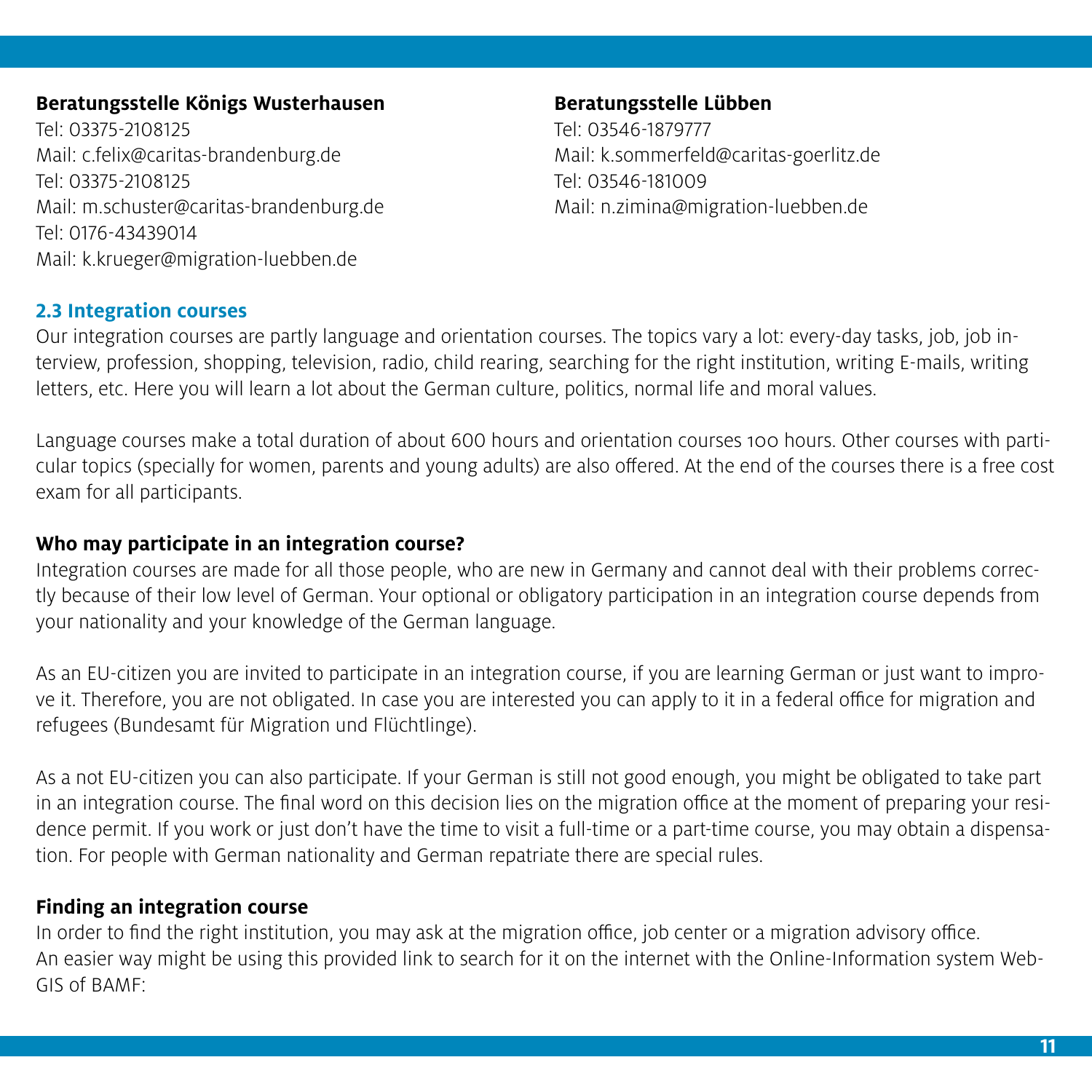**Beratungsstelle Königs Wusterhausen**
Tel: 03375-2108125
Mail: c.felix@caritas-brandenburg.de
Tel: 03375-2108125
Mail: m.schuster@caritas-brandenburg.de
Tel: 0176-43439014
Mail: k.krueger@migration-luebben.de

**Beratungsstelle Lübben**
Tel: 03546-1879777
Mail: k.sommerfeld@caritas-goerlitz.de
Tel: 03546-181009
Mail: n.zimina@migration-luebben.de

### 2.3 Integration courses

Our integration courses are partly language and orientation courses. The topics vary a lot: every-day tasks, job, job interview, profession, shopping, television, radio, child rearing, searching for the right institution, writing E-mails, writing letters, etc. Here you will learn a lot about the German culture, politics, normal life and moral values.

Language courses make a total duration of about 600 hours and orientation courses 100 hours. Other courses with particular topics (specially for women, parents and young adults) are also offered. At the end of the courses there is a free cost exam for all participants.

**Who may participate in an integration course?**

Integration courses are made for all those people, who are new in Germany and cannot deal with their problems correctly because of their low level of German. Your optional or obligatory participation in an integration course depends from your nationality and your knowledge of the German language.

As an EU-citizen you are invited to participate in an integration course, if you are learning German or just want to improve it. Therefore, you are not obligated. In case you are interested you can apply to it in a federal office for migration and refugees (Bundesamt für Migration und Flüchtlinge).

As a not EU-citizen you can also participate. If your German is still not good enough, you might be obligated to take part in an integration course. The final word on this decision lies on the migration office at the moment of preparing your residence permit. If you work or just don't have the time to visit a full-time or a part-time course, you may obtain a dispensation. For people with German nationality and German repatriate there are special rules.

**Finding an integration course**

In order to find the right institution, you may ask at the migration office, job center or a migration advisory office.
An easier way might be using this provided link to search for it on the internet with the Online-Information system Web-GIS of BAMF: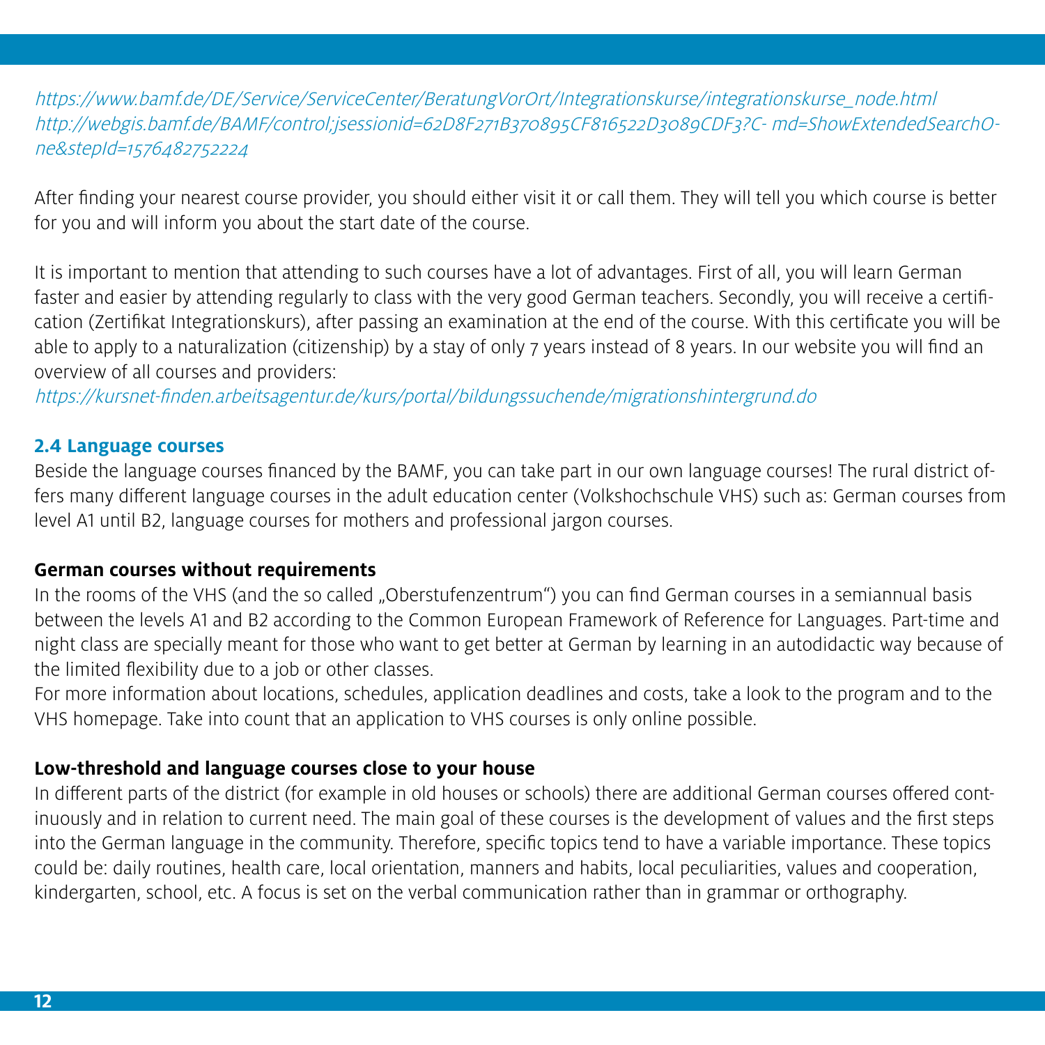*https://www.bamf.de/DE/Service/ServiceCenter/BeratungVorOrt/Integrationskurse/integrationskurse_node.html*
*http://webgis.bamf.de/BAMF/control;jsessionid=62D8F271B370895CF816522D3089CDF3?C- md=ShowExtendedSearchOne&stepId=1576482752224*

After finding your nearest course provider, you should either visit it or call them. They will tell you which course is better for you and will inform you about the start date of the course.

It is important to mention that attending to such courses have a lot of advantages. First of all, you will learn German faster and easier by attending regularly to class with the very good German teachers. Secondly, you will receive a certification (Zertifikat Integrationskurs), after passing an examination at the end of the course. With this certificate you will be able to apply to a naturalization (citizenship) by a stay of only 7 years instead of 8 years. In our website you will find an overview of all courses and providers:
*https://kursnet-finden.arbeitsagentur.de/kurs/portal/bildungssuchende/migrationshintergrund.do*

## 2.4 Language courses

Beside the language courses financed by the BAMF, you can take part in our own language courses! The rural district offers many different language courses in the adult education center (Volkshochschule VHS) such as: German courses from level A1 until B2, language courses for mothers and professional jargon courses.

**German courses without requirements**

In the rooms of the VHS (and the so called „Oberstufenzentrum") you can find German courses in a semiannual basis between the levels A1 and B2 according to the Common European Framework of Reference for Languages. Part-time and night class are specially meant for those who want to get better at German by learning in an autodidactic way because of the limited flexibility due to a job or other classes.
For more information about locations, schedules, application deadlines and costs, take a look to the program and to the VHS homepage. Take into count that an application to VHS courses is only online possible.

**Low-threshold and language courses close to your house**

In different parts of the district (for example in old houses or schools) there are additional German courses offered continuously and in relation to current need. The main goal of these courses is the development of values and the first steps into the German language in the community. Therefore, specific topics tend to have a variable importance. These topics could be: daily routines, health care, local orientation, manners and habits, local peculiarities, values and cooperation, kindergarten, school, etc. A focus is set on the verbal communication rather than in grammar or orthography.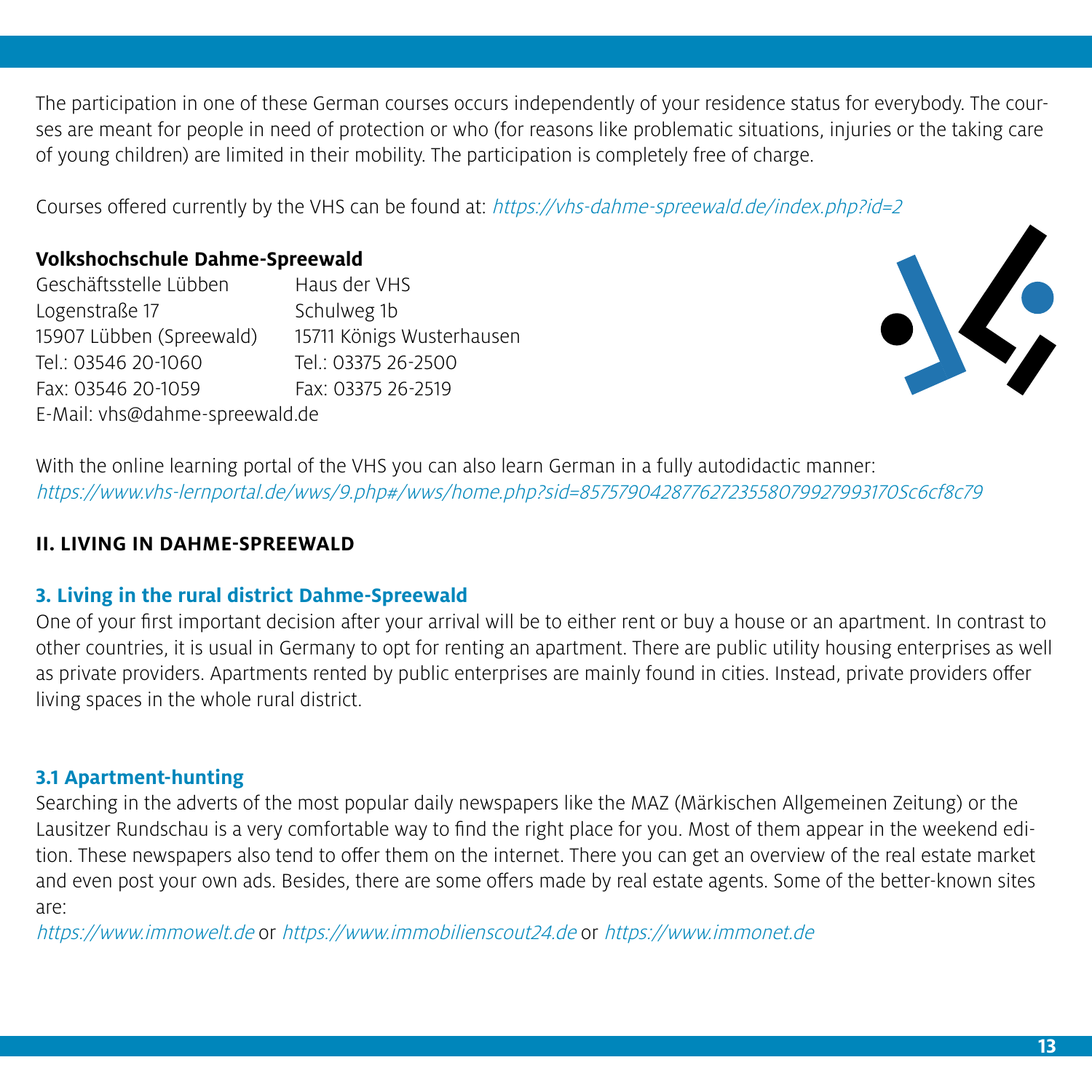The participation in one of these German courses occurs independently of your residence status for everybody. The courses are meant for people in need of protection or who (for reasons like problematic situations, injuries or the taking care of young children) are limited in their mobility. The participation is completely free of charge.

Courses offered currently by the VHS can be found at: *https://vhs-dahme-spreewald.de/index.php?id=2*

**Volkshochschule Dahme-Spreewald**

| Geschäftsstelle Lübben | Haus der VHS |
|---|---|
| Logenstraße 17 | Schulweg 1b |
| 15907 Lübben (Spreewald) | 15711 Königs Wusterhausen |
| Tel.: 03546 20-1060 | Tel.: 03375 26-2500 |
| Fax: 03546 20-1059 | Fax: 03375 26-2519 |

E-Mail: vhs@dahme-spreewald.de

With the online learning portal of the VHS you can also learn German in a fully autodidactic manner:
*https://www.vhs-lernportal.de/wws/9.php#/wws/home.php?sid=85757904287762723558079927993170Sc6cf8c79*

## II. LIVING IN DAHME-SPREEWALD

### 3. Living in the rural district Dahme-Spreewald

One of your first important decision after your arrival will be to either rent or buy a house or an apartment. In contrast to other countries, it is usual in Germany to opt for renting an apartment. There are public utility housing enterprises as well as private providers. Apartments rented by public enterprises are mainly found in cities. Instead, private providers offer living spaces in the whole rural district.

### 3.1 Apartment-hunting

Searching in the adverts of the most popular daily newspapers like the MAZ (Märkischen Allgemeinen Zeitung) or the Lausitzer Rundschau is a very comfortable way to find the right place for you. Most of them appear in the weekend edition. These newspapers also tend to offer them on the internet. There you can get an overview of the real estate market and even post your own ads. Besides, there are some offers made by real estate agents. Some of the better-known sites are:

*https://www.immowelt.de* or *https://www.immobilienscout24.de* or *https://www.immonet.de*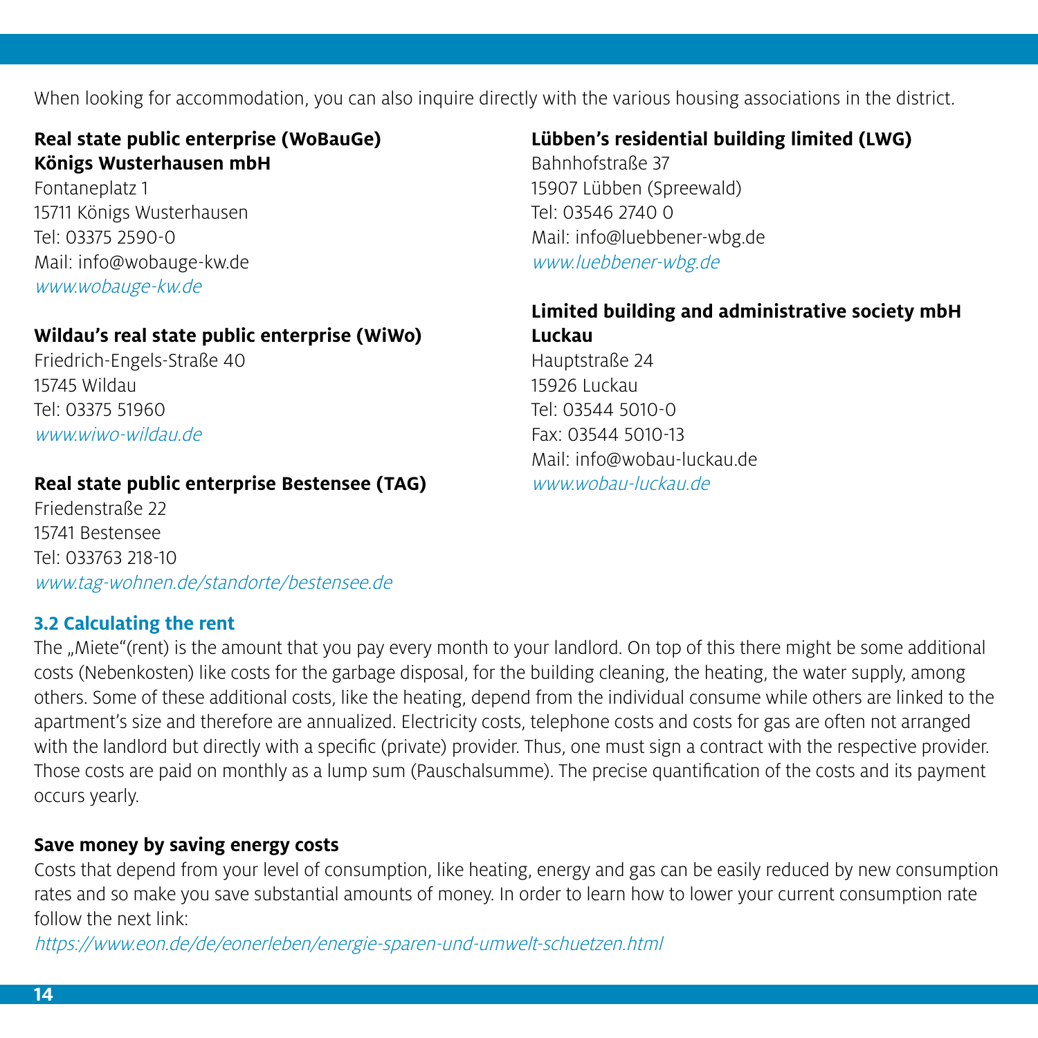When looking for accommodation, you can also inquire directly with the various housing associations in the district.

**Real state public enterprise (WoBauGe) Königs Wusterhausen mbH**
Fontaneplatz 1
15711 Königs Wusterhausen
Tel: 03375 2590-0
Mail: info@wobauge-kw.de
*www.wobauge-kw.de*

**Wildau's real state public enterprise (WiWo)**
Friedrich-Engels-Straße 40
15745 Wildau
Tel: 03375 51960
*www.wiwo-wildau.de*

**Real state public enterprise Bestensee (TAG)**
Friedenstraße 22
15741 Bestensee
Tel: 033763 218-10
*www.tag-wohnen.de/standorte/bestensee.de*

**Lübben's residential building limited (LWG)**
Bahnhofstraße 37
15907 Lübben (Spreewald)
Tel: 03546 2740 0
Mail: info@luebbener-wbg.de
*www.luebbener-wbg.de*

**Limited building and administrative society mbH Luckau**
Hauptstraße 24
15926 Luckau
Tel: 03544 5010-0
Fax: 03544 5010-13
Mail: info@wobau-luckau.de
*www.wobau-luckau.de*

## 3.2 Calculating the rent

The „Miete"(rent) is the amount that you pay every month to your landlord. On top of this there might be some additional costs (Nebenkosten) like costs for the garbage disposal, for the building cleaning, the heating, the water supply, among others. Some of these additional costs, like the heating, depend from the individual consume while others are linked to the apartment's size and therefore are annualized. Electricity costs, telephone costs and costs for gas are often not arranged with the landlord but directly with a specific (private) provider. Thus, one must sign a contract with the respective provider. Those costs are paid on monthly as a lump sum (Pauschalsumme). The precise quantification of the costs and its payment occurs yearly.

**Save money by saving energy costs**

Costs that depend from your level of consumption, like heating, energy and gas can be easily reduced by new consumption rates and so make you save substantial amounts of money. In order to learn how to lower your current consumption rate follow the next link:
*https://www.eon.de/de/eonerleben/energie-sparen-und-umwelt-schuetzen.html*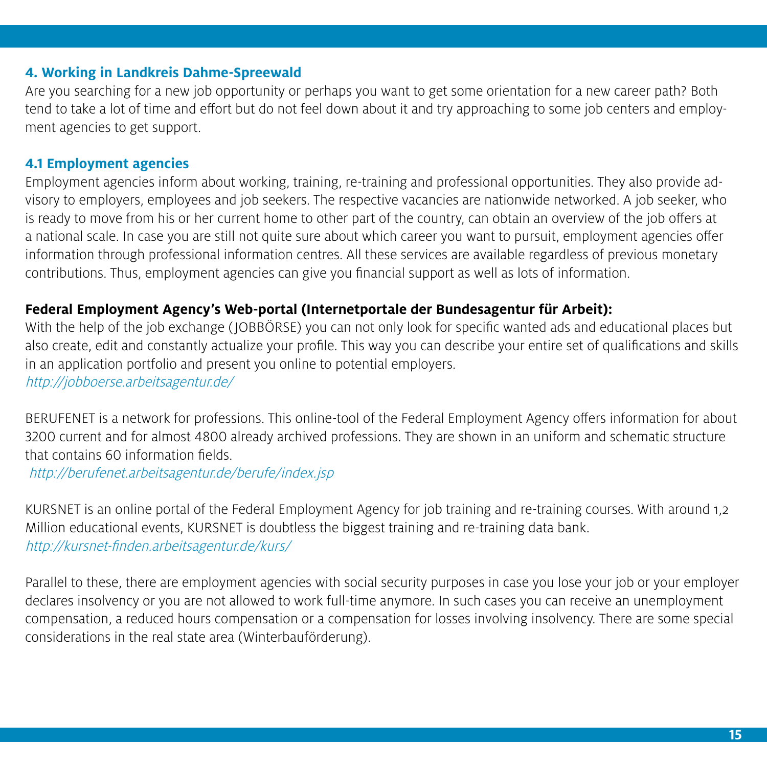## 4. Working in Landkreis Dahme-Spreewald

Are you searching for a new job opportunity or perhaps you want to get some orientation for a new career path? Both tend to take a lot of time and effort but do not feel down about it and try approaching to some job centers and employment agencies to get support.

### 4.1 Employment agencies

Employment agencies inform about working, training, re-training and professional opportunities. They also provide advisory to employers, employees and job seekers. The respective vacancies are nationwide networked. A job seeker, who is ready to move from his or her current home to other part of the country, can obtain an overview of the job offers at a national scale. In case you are still not quite sure about which career you want to pursuit, employment agencies offer information through professional information centres. All these services are available regardless of previous monetary contributions. Thus, employment agencies can give you financial support as well as lots of information.

**Federal Employment Agency's Web-portal (Internetportale der Bundesagentur für Arbeit):**

With the help of the job exchange (JOBBÖRSE) you can not only look for specific wanted ads and educational places but also create, edit and constantly actualize your profile. This way you can describe your entire set of qualifications and skills in an application portfolio and present you online to potential employers.
*http://jobboerse.arbeitsagentur.de/*

BERUFENET is a network for professions. This online-tool of the Federal Employment Agency offers information for about 3200 current and for almost 4800 already archived professions. They are shown in an uniform and schematic structure that contains 60 information fields.
*http://berufenet.arbeitsagentur.de/berufe/index.jsp*

KURSNET is an online portal of the Federal Employment Agency for job training and re-training courses. With around 1,2 Million educational events, KURSNET is doubtless the biggest training and re-training data bank.
*http://kursnet-finden.arbeitsagentur.de/kurs/*

Parallel to these, there are employment agencies with social security purposes in case you lose your job or your employer declares insolvency or you are not allowed to work full-time anymore. In such cases you can receive an unemployment compensation, a reduced hours compensation or a compensation for losses involving insolvency. There are some special considerations in the real state area (Winterbauförderung).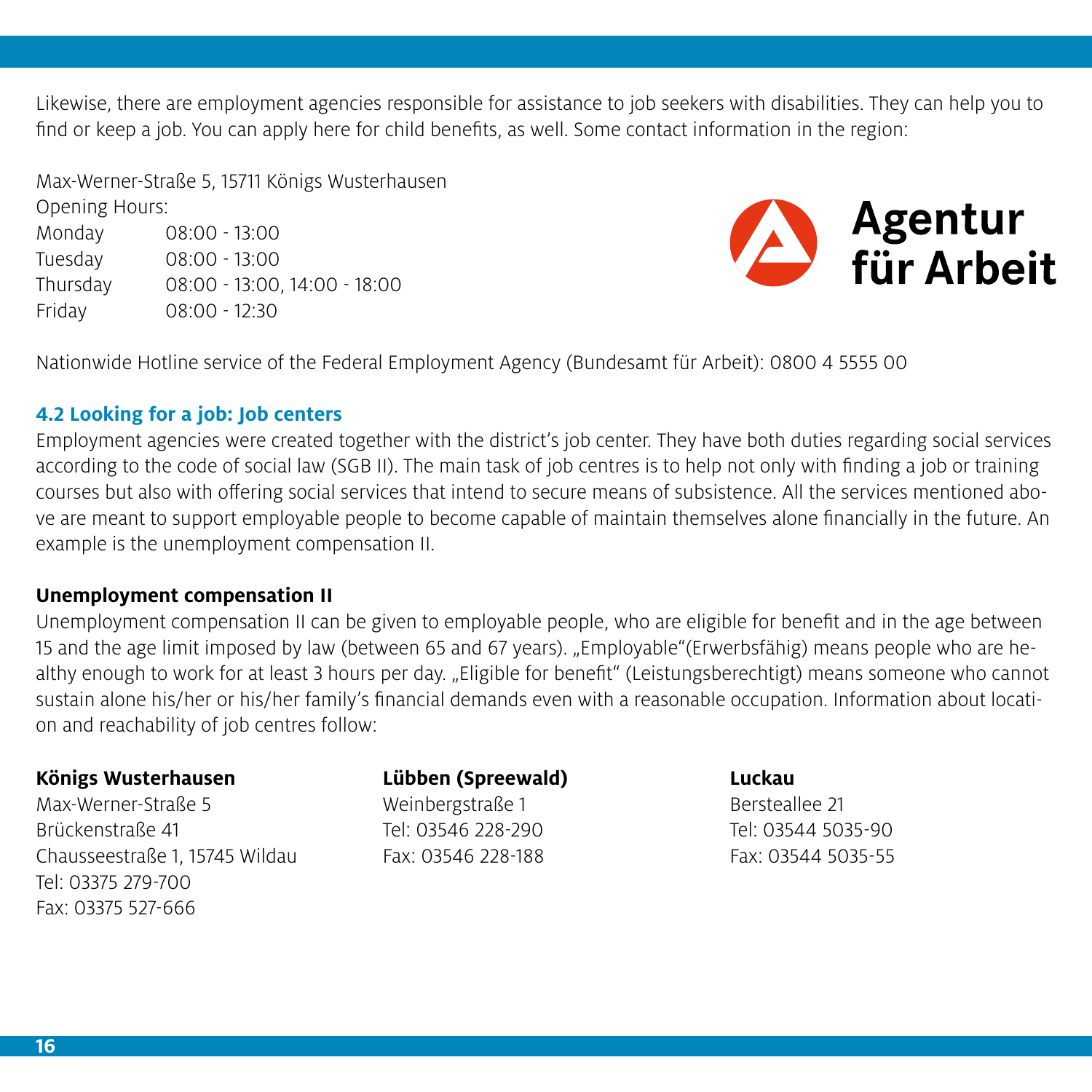Likewise, there are employment agencies responsible for assistance to job seekers with disabilities. They can help you to find or keep a job. You can apply here for child benefits, as well. Some contact information in the region:

Max-Werner-Straße 5, 15711 Königs Wusterhausen
Opening Hours:

| | |
|---|---|
| Monday | 08:00 - 13:00 |
| Tuesday | 08:00 - 13:00 |
| Thursday | 08:00 - 13:00, 14:00 - 18:00 |
| Friday | 08:00 - 12:30 |

Agentur für Arbeit

Nationwide Hotline service of the Federal Employment Agency (Bundesamt für Arbeit): 0800 4 5555 00

## 4.2 Looking for a job: Job centers

Employment agencies were created together with the district's job center. They have both duties regarding social services according to the code of social law (SGB II). The main task of job centres is to help not only with finding a job or training courses but also with offering social services that intend to secure means of subsistence. All the services mentioned above are meant to support employable people to become capable of maintain themselves alone financially in the future. An example is the unemployment compensation II.

### Unemployment compensation II

Unemployment compensation II can be given to employable people, who are eligible for benefit and in the age between 15 and the age limit imposed by law (between 65 and 67 years). „Employable"(Erwerbsfähig) means people who are healthy enough to work for at least 3 hours per day. „Eligible for benefit" (Leistungsberechtigt) means someone who cannot sustain alone his/her or his/her family's financial demands even with a reasonable occupation. Information about location and reachability of job centres follow:

**Königs Wusterhausen**
Max-Werner-Straße 5
Brückenstraße 41
Chausseestraße 1, 15745 Wildau
Tel: 03375 279-700
Fax: 03375 527-666

**Lübben (Spreewald)**
Weinbergstraße 1
Tel: 03546 228-290
Fax: 03546 228-188

**Luckau**
Bersteallee 21
Tel: 03544 5035-90
Fax: 03544 5035-55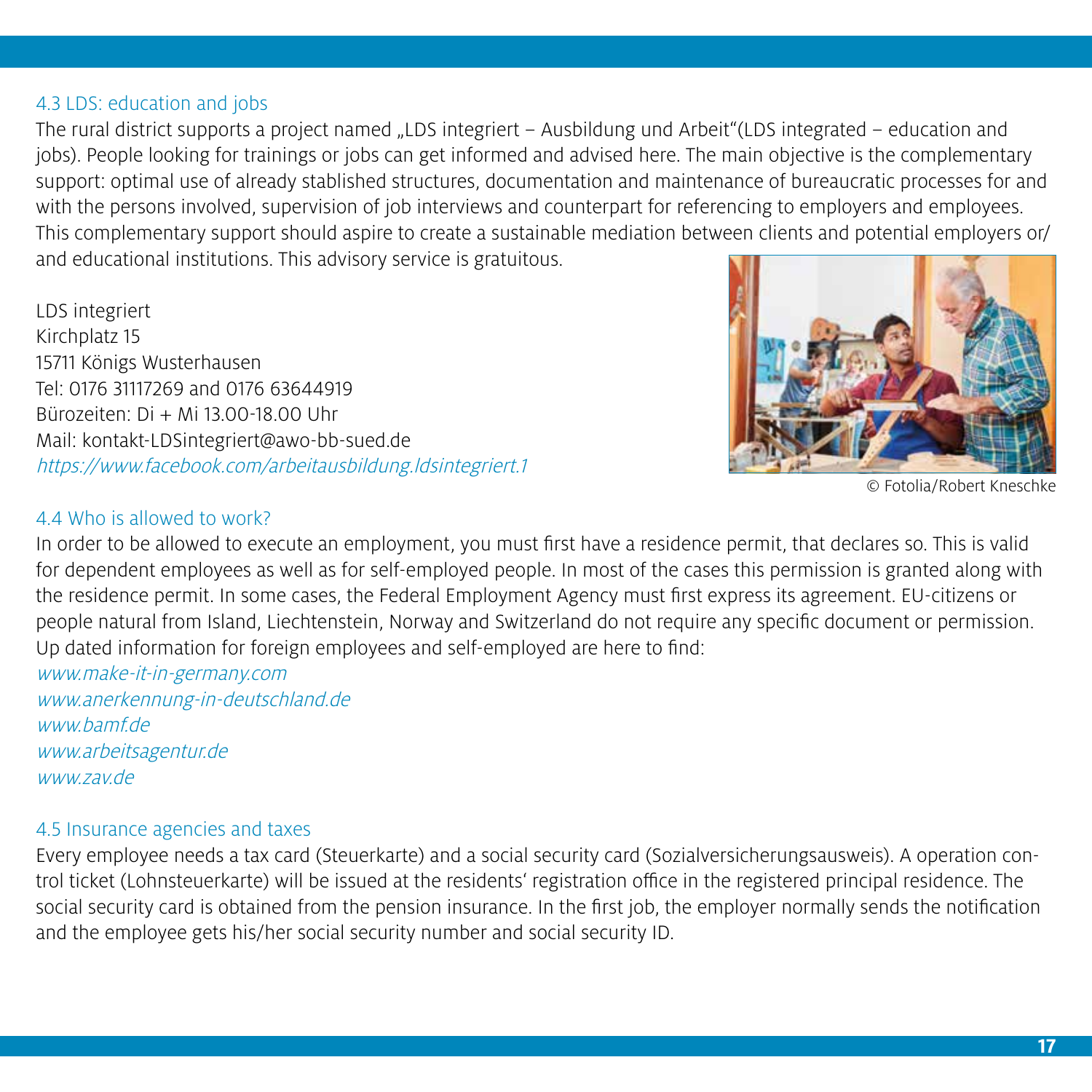### 4.3 LDS: education and jobs

The rural district supports a project named „LDS integriert – Ausbildung und Arbeit"(LDS integrated – education and jobs). People looking for trainings or jobs can get informed and advised here. The main objective is the complementary support: optimal use of already stablished structures, documentation and maintenance of bureaucratic processes for and with the persons involved, supervision of job interviews and counterpart for referencing to employers and employees. This complementary support should aspire to create a sustainable mediation between clients and potential employers or/ and educational institutions. This advisory service is gratuitous.

LDS integriert
Kirchplatz 15
15711 Königs Wusterhausen
Tel: 0176 31117269 and 0176 63644919
Bürozeiten: Di + Mi 13.00-18.00 Uhr
Mail: kontakt-LDSintegriert@awo-bb-sued.de
*https://www.facebook.com/arbeitausbildung.ldsintegriert.1*

© Fotolia/Robert Kneschke

### 4.4 Who is allowed to work?

In order to be allowed to execute an employment, you must first have a residence permit, that declares so. This is valid for dependent employees as well as for self-employed people. In most of the cases this permission is granted along with the residence permit. In some cases, the Federal Employment Agency must first express its agreement. EU-citizens or people natural from Island, Liechtenstein, Norway and Switzerland do not require any specific document or permission. Up dated information for foreign employees and self-employed are here to find:

*www.make-it-in-germany.com*
*www.anerkennung-in-deutschland.de*
*www.bamf.de*
*www.arbeitsagentur.de*
*www.zav.de*

### 4.5 Insurance agencies and taxes

Every employee needs a tax card (Steuerkarte) and a social security card (Sozialversicherungsausweis). A operation control ticket (Lohnsteuerkarte) will be issued at the residents' registration office in the registered principal residence. The social security card is obtained from the pension insurance. In the first job, the employer normally sends the notification and the employee gets his/her social security number and social security ID.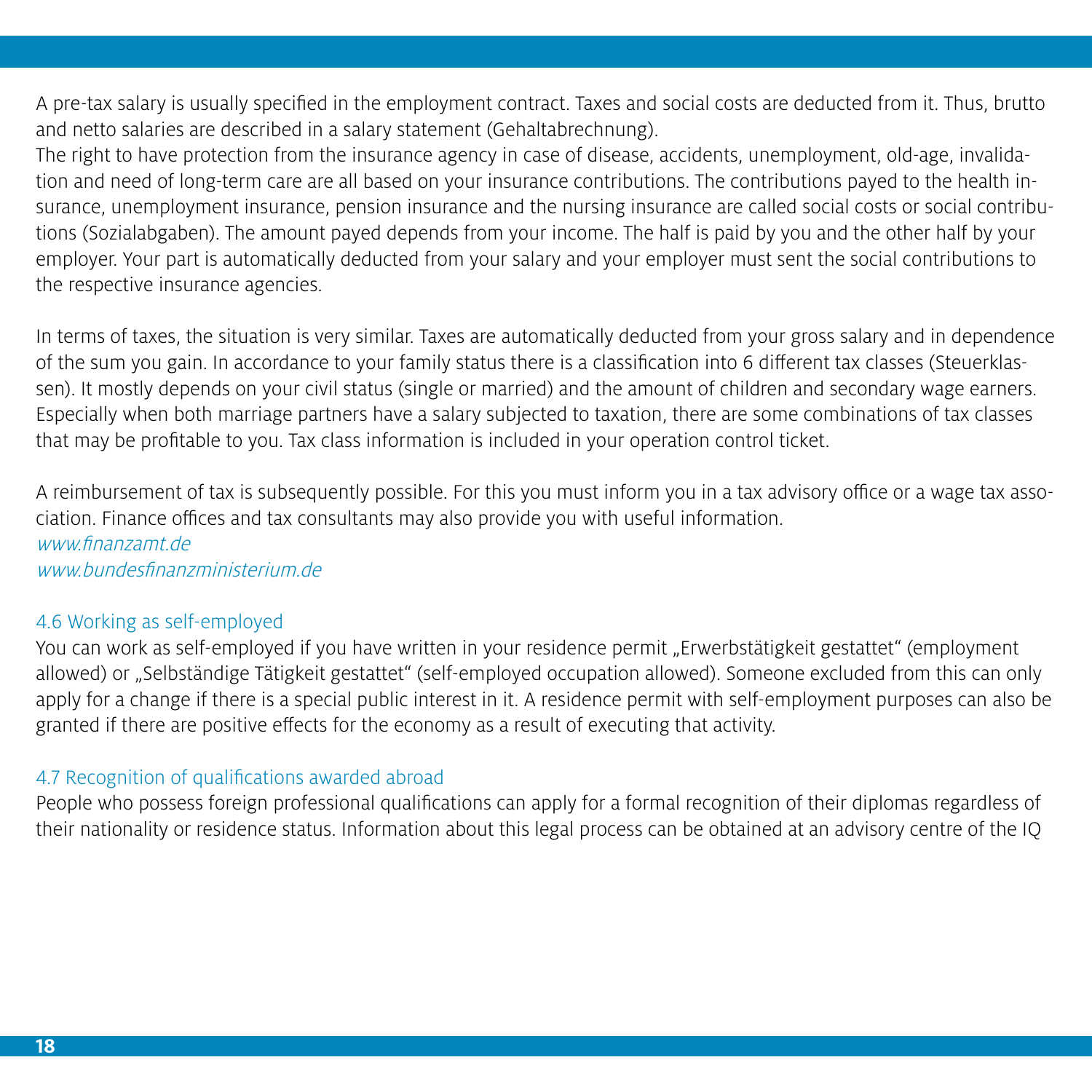A pre-tax salary is usually specified in the employment contract. Taxes and social costs are deducted from it. Thus, brutto and netto salaries are described in a salary statement (Gehaltabrechnung).
The right to have protection from the insurance agency in case of disease, accidents, unemployment, old-age, invalidation and need of long-term care are all based on your insurance contributions. The contributions payed to the health insurance, unemployment insurance, pension insurance and the nursing insurance are called social costs or social contributions (Sozialabgaben). The amount payed depends from your income. The half is paid by you and the other half by your employer. Your part is automatically deducted from your salary and your employer must sent the social contributions to the respective insurance agencies.

In terms of taxes, the situation is very similar. Taxes are automatically deducted from your gross salary and in dependence of the sum you gain. In accordance to your family status there is a classification into 6 different tax classes (Steuerklassen). It mostly depends on your civil status (single or married) and the amount of children and secondary wage earners. Especially when both marriage partners have a salary subjected to taxation, there are some combinations of tax classes that may be profitable to you. Tax class information is included in your operation control ticket.

A reimbursement of tax is subsequently possible. For this you must inform you in a tax advisory office or a wage tax association. Finance offices and tax consultants may also provide you with useful information.
*www.finanzamt.de*
*www.bundesfinanzministerium.de*

### 4.6 Working as self-employed

You can work as self-employed if you have written in your residence permit „Erwerbstätigkeit gestattet" (employment allowed) or „Selbständige Tätigkeit gestattet" (self-employed occupation allowed). Someone excluded from this can only apply for a change if there is a special public interest in it. A residence permit with self-employment purposes can also be granted if there are positive effects for the economy as a result of executing that activity.

### 4.7 Recognition of qualifications awarded abroad

People who possess foreign professional qualifications can apply for a formal recognition of their diplomas regardless of their nationality or residence status. Information about this legal process can be obtained at an advisory centre of the IQ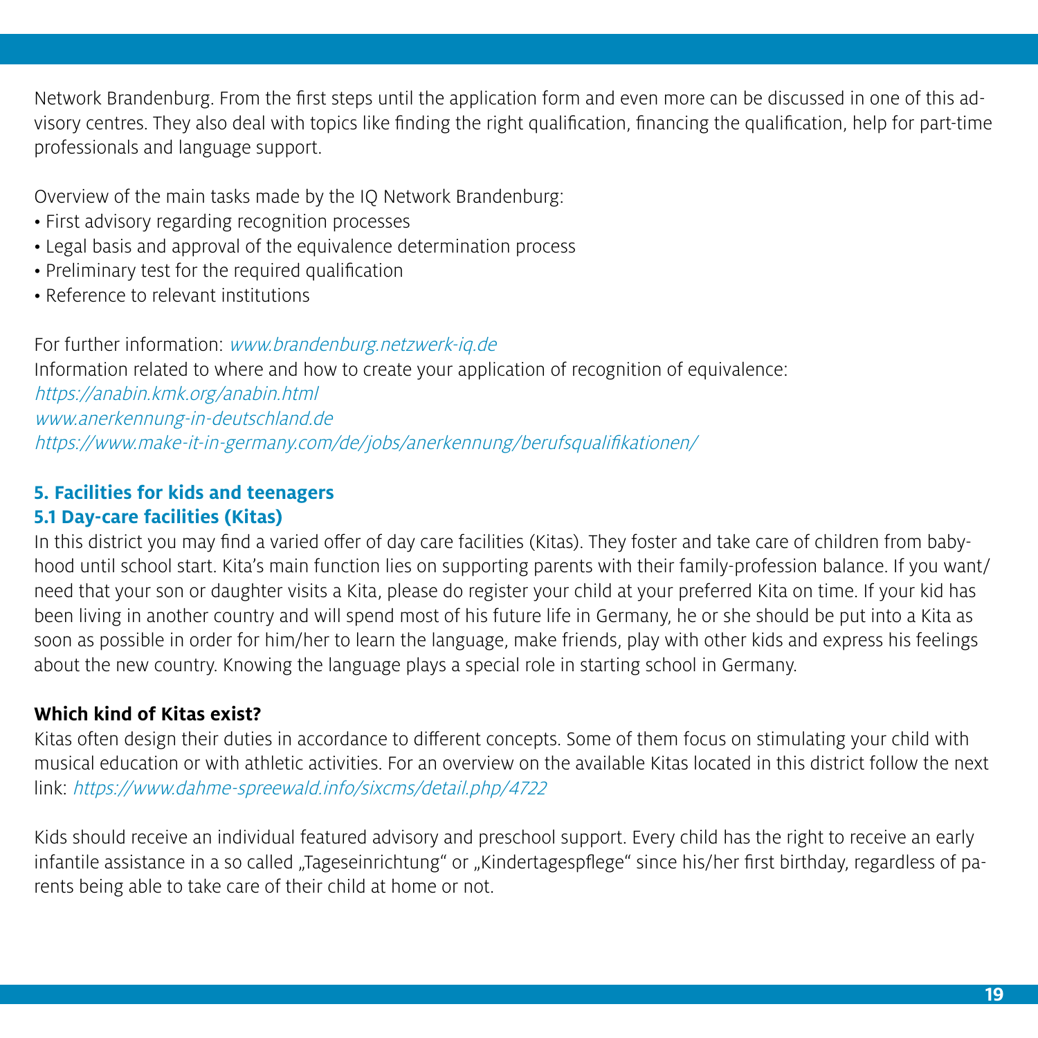Network Brandenburg. From the first steps until the application form and even more can be discussed in one of this advisory centres. They also deal with topics like finding the right qualification, financing the qualification, help for part-time professionals and language support.

Overview of the main tasks made by the IQ Network Brandenburg:
- First advisory regarding recognition processes
- Legal basis and approval of the equivalence determination process
- Preliminary test for the required qualification
- Reference to relevant institutions

For further information: *www.brandenburg.netzwerk-iq.de*
Information related to where and how to create your application of recognition of equivalence:
*https://anabin.kmk.org/anabin.html*
*www.anerkennung-in-deutschland.de*
*https://www.make-it-in-germany.com/de/jobs/anerkennung/berufsqualifikationen/*

## 5. Facilities for kids and teenagers

### 5.1 Day-care facilities (Kitas)

In this district you may find a varied offer of day care facilities (Kitas). They foster and take care of children from babyhood until school start. Kita's main function lies on supporting parents with their family-profession balance. If you want/need that your son or daughter visits a Kita, please do register your child at your preferred Kita on time. If your kid has been living in another country and will spend most of his future life in Germany, he or she should be put into a Kita as soon as possible in order for him/her to learn the language, make friends, play with other kids and express his feelings about the new country. Knowing the language plays a special role in starting school in Germany.

**Which kind of Kitas exist?**

Kitas often design their duties in accordance to different concepts. Some of them focus on stimulating your child with musical education or with athletic activities. For an overview on the available Kitas located in this district follow the next link: *https://www.dahme-spreewald.info/sixcms/detail.php/4722*

Kids should receive an individual featured advisory and preschool support. Every child has the right to receive an early infantile assistance in a so called „Tageseinrichtung" or „Kindertagespflege" since his/her first birthday, regardless of parents being able to take care of their child at home or not.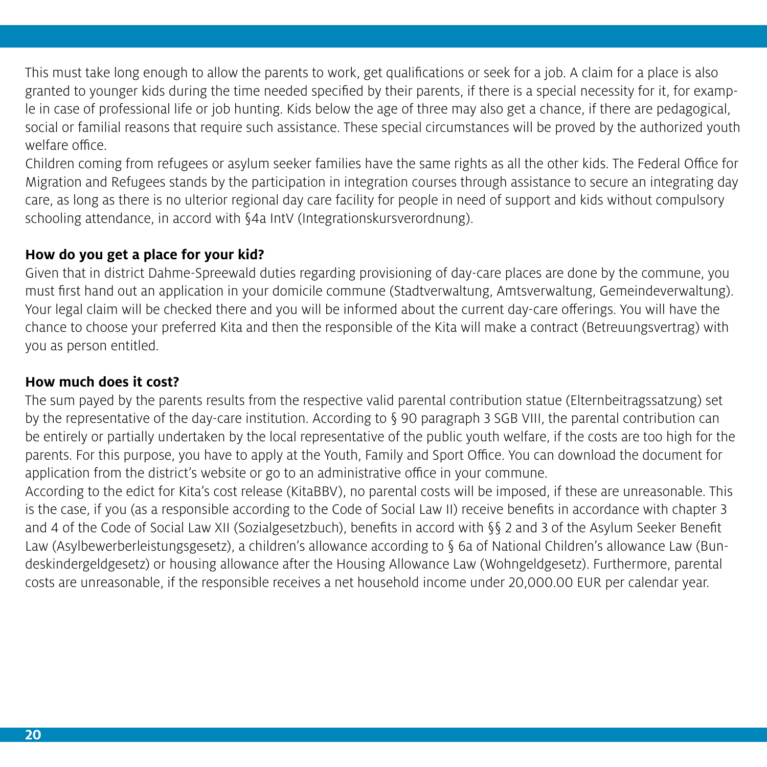This must take long enough to allow the parents to work, get qualifications or seek for a job. A claim for a place is also granted to younger kids during the time needed specified by their parents, if there is a special necessity for it, for example in case of professional life or job hunting. Kids below the age of three may also get a chance, if there are pedagogical, social or familial reasons that require such assistance. These special circumstances will be proved by the authorized youth welfare office.

Children coming from refugees or asylum seeker families have the same rights as all the other kids. The Federal Office for Migration and Refugees stands by the participation in integration courses through assistance to secure an integrating day care, as long as there is no ulterior regional day care facility for people in need of support and kids without compulsory schooling attendance, in accord with §4a IntV (Integrationskursverordnung).

**How do you get a place for your kid?**

Given that in district Dahme-Spreewald duties regarding provisioning of day-care places are done by the commune, you must first hand out an application in your domicile commune (Stadtverwaltung, Amtsverwaltung, Gemeindeverwaltung). Your legal claim will be checked there and you will be informed about the current day-care offerings. You will have the chance to choose your preferred Kita and then the responsible of the Kita will make a contract (Betreuungsvertrag) with you as person entitled.

**How much does it cost?**

The sum payed by the parents results from the respective valid parental contribution statue (Elternbeitragssatzung) set by the representative of the day-care institution. According to § 90 paragraph 3 SGB VIII, the parental contribution can be entirely or partially undertaken by the local representative of the public youth welfare, if the costs are too high for the parents. For this purpose, you have to apply at the Youth, Family and Sport Office. You can download the document for application from the district's website or go to an administrative office in your commune.

According to the edict for Kita's cost release (KitaBBV), no parental costs will be imposed, if these are unreasonable. This is the case, if you (as a responsible according to the Code of Social Law II) receive benefits in accordance with chapter 3 and 4 of the Code of Social Law XII (Sozialgesetzbuch), benefits in accord with §§ 2 and 3 of the Asylum Seeker Benefit Law (Asylbewerberleistungsgesetz), a children's allowance according to § 6a of National Children's allowance Law (Bundeskindergeldgesetz) or housing allowance after the Housing Allowance Law (Wohngeldgesetz). Furthermore, parental costs are unreasonable, if the responsible receives a net household income under 20,000.00 EUR per calendar year.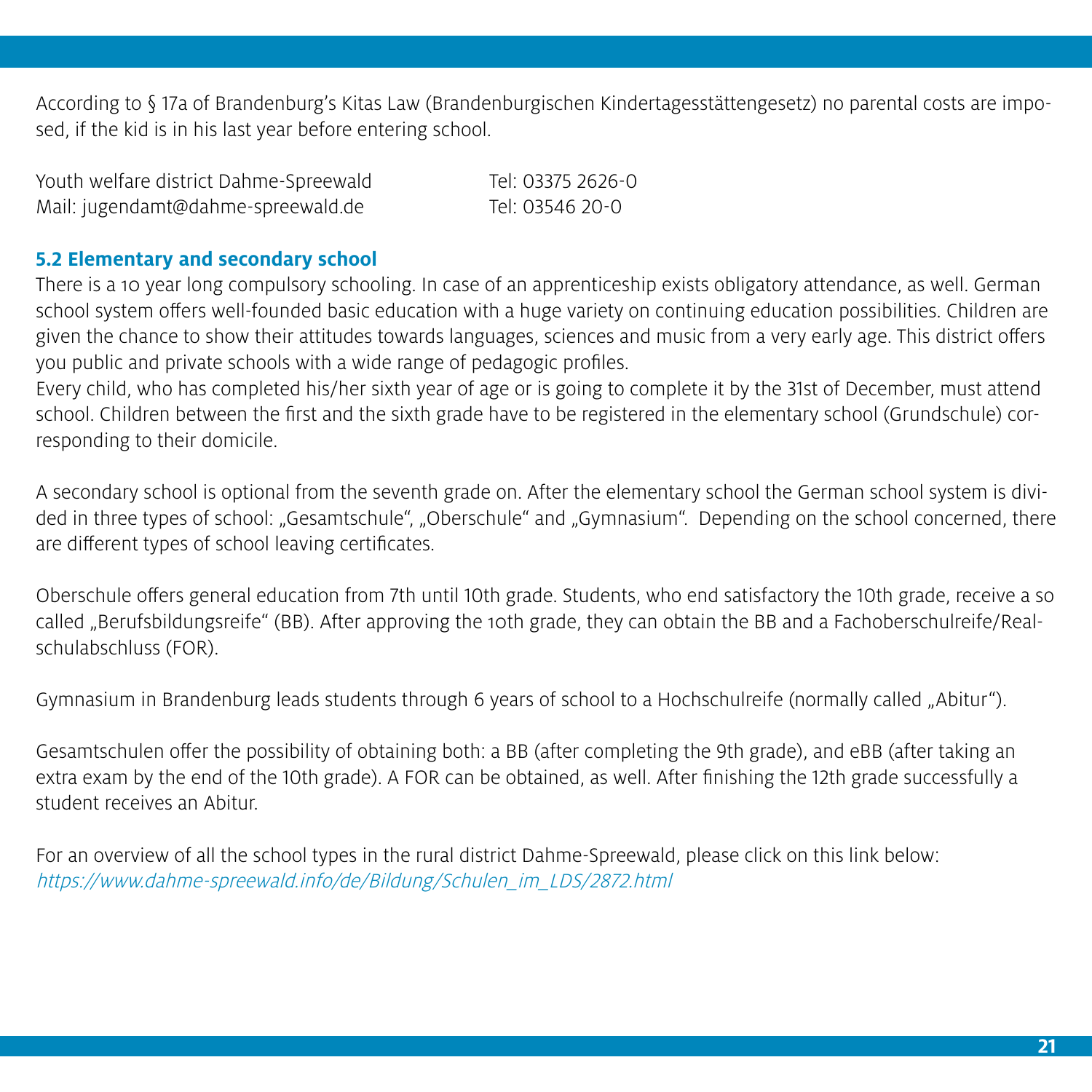According to § 17a of Brandenburg's Kitas Law (Brandenburgischen Kindertagesstättengesetz) no parental costs are imposed, if the kid is in his last year before entering school.

Youth welfare district Dahme-Spreewald — Tel: 03375 2626-0
Mail: jugendamt@dahme-spreewald.de — Tel: 03546 20-0

### 5.2 Elementary and secondary school

There is a 10 year long compulsory schooling. In case of an apprenticeship exists obligatory attendance, as well. German school system offers well-founded basic education with a huge variety on continuing education possibilities. Children are given the chance to show their attitudes towards languages, sciences and music from a very early age. This district offers you public and private schools with a wide range of pedagogic profiles.
Every child, who has completed his/her sixth year of age or is going to complete it by the 31st of December, must attend school. Children between the first and the sixth grade have to be registered in the elementary school (Grundschule) corresponding to their domicile.

A secondary school is optional from the seventh grade on. After the elementary school the German school system is divided in three types of school: „Gesamtschule", „Oberschule" and „Gymnasium". Depending on the school concerned, there are different types of school leaving certificates.

Oberschule offers general education from 7th until 10th grade. Students, who end satisfactory the 10th grade, receive a so called „Berufsbildungsreife" (BB). After approving the 10th grade, they can obtain the BB and a Fachoberschulreife/Realschulabschluss (FOR).

Gymnasium in Brandenburg leads students through 6 years of school to a Hochschulreife (normally called „Abitur").

Gesamtschulen offer the possibility of obtaining both: a BB (after completing the 9th grade), and eBB (after taking an extra exam by the end of the 10th grade). A FOR can be obtained, as well. After finishing the 12th grade successfully a student receives an Abitur.

For an overview of all the school types in the rural district Dahme-Spreewald, please click on this link below:
*https://www.dahme-spreewald.info/de/Bildung/Schulen_im_LDS/2872.html*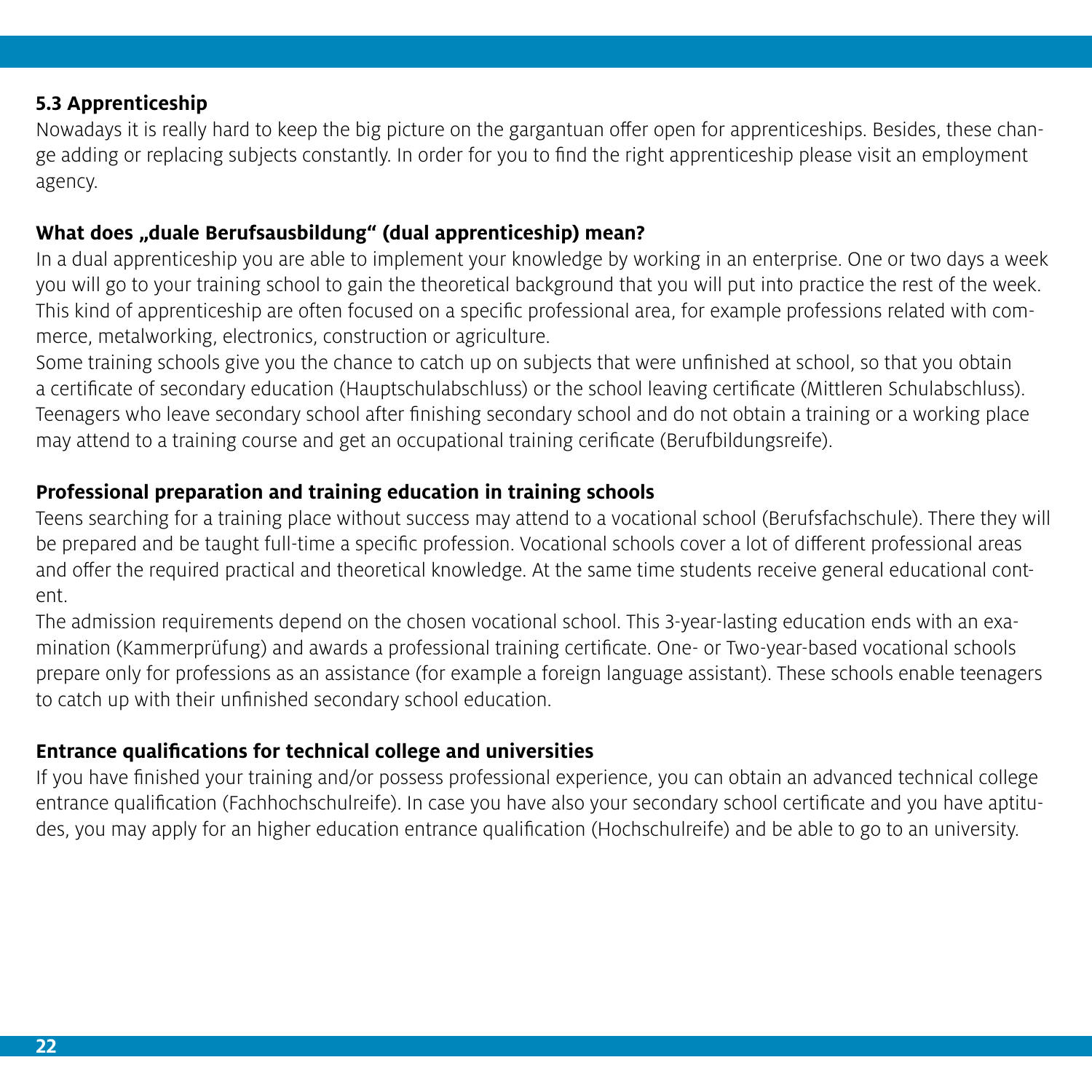## 5.3 Apprenticeship

Nowadays it is really hard to keep the big picture on the gargantuan offer open for apprenticeships. Besides, these change adding or replacing subjects constantly. In order for you to find the right apprenticeship please visit an employment agency.

### What does „duale Berufsausbildung" (dual apprenticeship) mean?

In a dual apprenticeship you are able to implement your knowledge by working in an enterprise. One or two days a week you will go to your training school to gain the theoretical background that you will put into practice the rest of the week. This kind of apprenticeship are often focused on a specific professional area, for example professions related with commerce, metalworking, electronics, construction or agriculture.

Some training schools give you the chance to catch up on subjects that were unfinished at school, so that you obtain a certificate of secondary education (Hauptschulabschluss) or the school leaving certificate (Mittleren Schulabschluss). Teenagers who leave secondary school after finishing secondary school and do not obtain a training or a working place may attend to a training course and get an occupational training cerificate (Berufbildungsreife).

### Professional preparation and training education in training schools

Teens searching for a training place without success may attend to a vocational school (Berufsfachschule). There they will be prepared and be taught full-time a specific profession. Vocational schools cover a lot of different professional areas and offer the required practical and theoretical knowledge. At the same time students receive general educational content.

The admission requirements depend on the chosen vocational school. This 3-year-lasting education ends with an examination (Kammerprüfung) and awards a professional training certificate. One- or Two-year-based vocational schools prepare only for professions as an assistance (for example a foreign language assistant). These schools enable teenagers to catch up with their unfinished secondary school education.

### Entrance qualifications for technical college and universities

If you have finished your training and/or possess professional experience, you can obtain an advanced technical college entrance qualification (Fachhochschulreife). In case you have also your secondary school certificate and you have aptitudes, you may apply for an higher education entrance qualification (Hochschulreife) and be able to go to an university.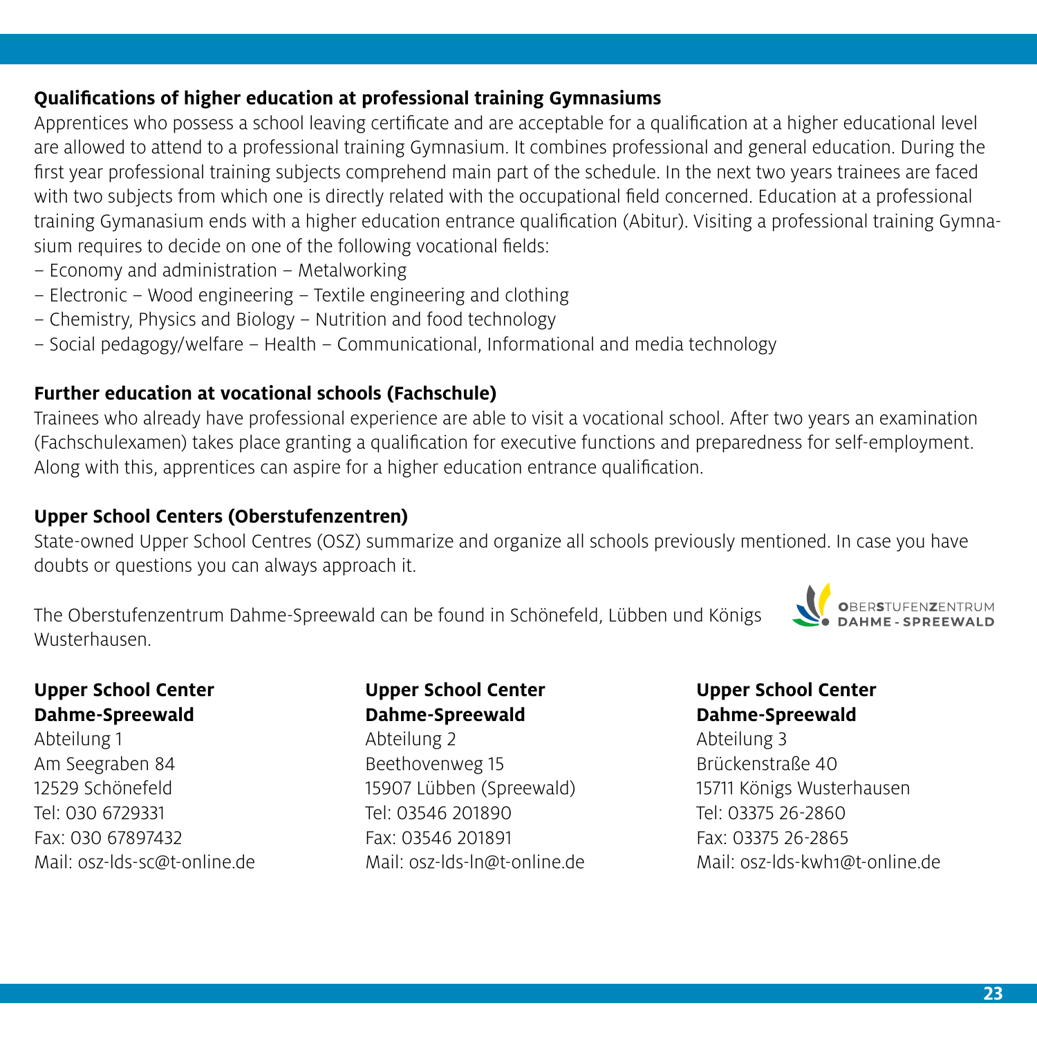### Qualifications of higher education at professional training Gymnasiums

Apprentices who possess a school leaving certificate and are acceptable for a qualification at a higher educational level are allowed to attend to a professional training Gymnasium. It combines professional and general education. During the first year professional training subjects comprehend main part of the schedule. In the next two years trainees are faced with two subjects from which one is directly related with the occupational field concerned. Education at a professional training Gymanasium ends with a higher education entrance qualification (Abitur). Visiting a professional training Gymnasium requires to decide on one of the following vocational fields:

– Economy and administration – Metalworking
– Electronic – Wood engineering – Textile engineering and clothing
– Chemistry, Physics and Biology – Nutrition and food technology
– Social pedagogy/welfare – Health – Communicational, Informational and media technology

### Further education at vocational schools (Fachschule)

Trainees who already have professional experience are able to visit a vocational school. After two years an examination (Fachschulexamen) takes place granting a qualification for executive functions and preparedness for self-employment. Along with this, apprentices can aspire for a higher education entrance qualification.

### Upper School Centers (Oberstufenzentren)

State-owned Upper School Centres (OSZ) summarize and organize all schools previously mentioned. In case you have doubts or questions you can always approach it.

The Oberstufenzentrum Dahme-Spreewald can be found in Schönefeld, Lübben und Königs Wusterhausen.

OBERSTUFENZENTRUM DAHME - SPREEWALD

**Upper School Center Dahme-Spreewald**
Abteilung 1
Am Seegraben 84
12529 Schönefeld
Tel: 030 6729331
Fax: 030 67897432
Mail: osz-lds-sc@t-online.de

**Upper School Center Dahme-Spreewald**
Abteilung 2
Beethovenweg 15
15907 Lübben (Spreewald)
Tel: 03546 201890
Fax: 03546 201891
Mail: osz-lds-ln@t-online.de

**Upper School Center Dahme-Spreewald**
Abteilung 3
Brückenstraße 40
15711 Königs Wusterhausen
Tel: 03375 26-2860
Fax: 03375 26-2865
Mail: osz-lds-kwh1@t-online.de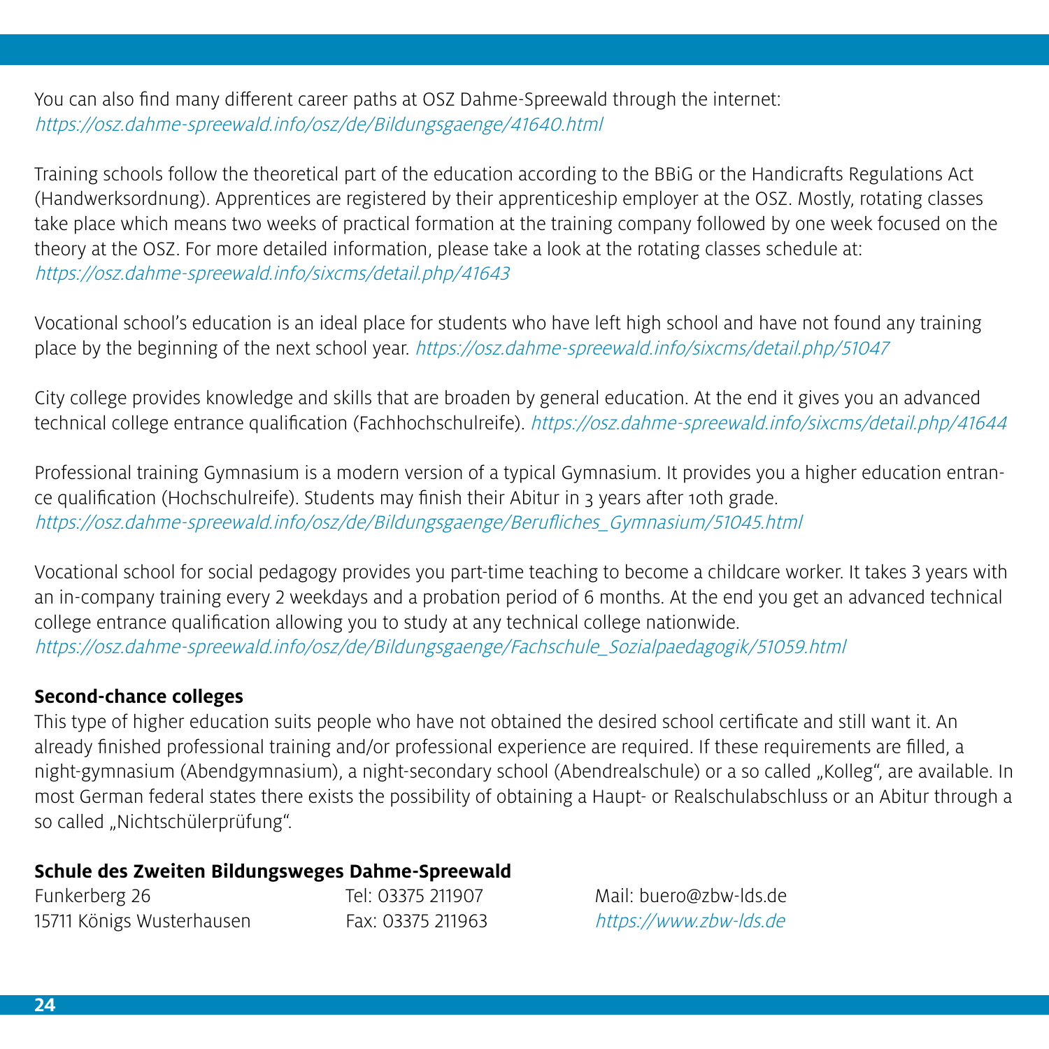You can also find many different career paths at OSZ Dahme-Spreewald through the internet:
*https://osz.dahme-spreewald.info/osz/de/Bildungsgaenge/41640.html*

Training schools follow the theoretical part of the education according to the BBiG or the Handicrafts Regulations Act (Handwerksordnung). Apprentices are registered by their apprenticeship employer at the OSZ. Mostly, rotating classes take place which means two weeks of practical formation at the training company followed by one week focused on the theory at the OSZ. For more detailed information, please take a look at the rotating classes schedule at:
*https://osz.dahme-spreewald.info/sixcms/detail.php/41643*

Vocational school's education is an ideal place for students who have left high school and have not found any training place by the beginning of the next school year. *https://osz.dahme-spreewald.info/sixcms/detail.php/51047*

City college provides knowledge and skills that are broaden by general education. At the end it gives you an advanced technical college entrance qualification (Fachhochschulreife). *https://osz.dahme-spreewald.info/sixcms/detail.php/41644*

Professional training Gymnasium is a modern version of a typical Gymnasium. It provides you a higher education entrance qualification (Hochschulreife). Students may finish their Abitur in 3 years after 10th grade.
*https://osz.dahme-spreewald.info/osz/de/Bildungsgaenge/Berufliches_Gymnasium/51045.html*

Vocational school for social pedagogy provides you part-time teaching to become a childcare worker. It takes 3 years with an in-company training every 2 weekdays and a probation period of 6 months. At the end you get an advanced technical college entrance qualification allowing you to study at any technical college nationwide.
*https://osz.dahme-spreewald.info/osz/de/Bildungsgaenge/Fachschule_Sozialpaedagogik/51059.html*

**Second-chance colleges**

This type of higher education suits people who have not obtained the desired school certificate and still want it. An already finished professional training and/or professional experience are required. If these requirements are filled, a night-gymnasium (Abendgymnasium), a night-secondary school (Abendrealschule) or a so called „Kolleg", are available. In most German federal states there exists the possibility of obtaining a Haupt- or Realschulabschluss or an Abitur through a so called „Nichtschülerprüfung".

**Schule des Zweiten Bildungsweges Dahme-Spreewald**

Funkerberg 26
15711 Königs Wusterhausen

Tel: 03375 211907
Fax: 03375 211963

Mail: buero@zbw-lds.de
*https://www.zbw-lds.de*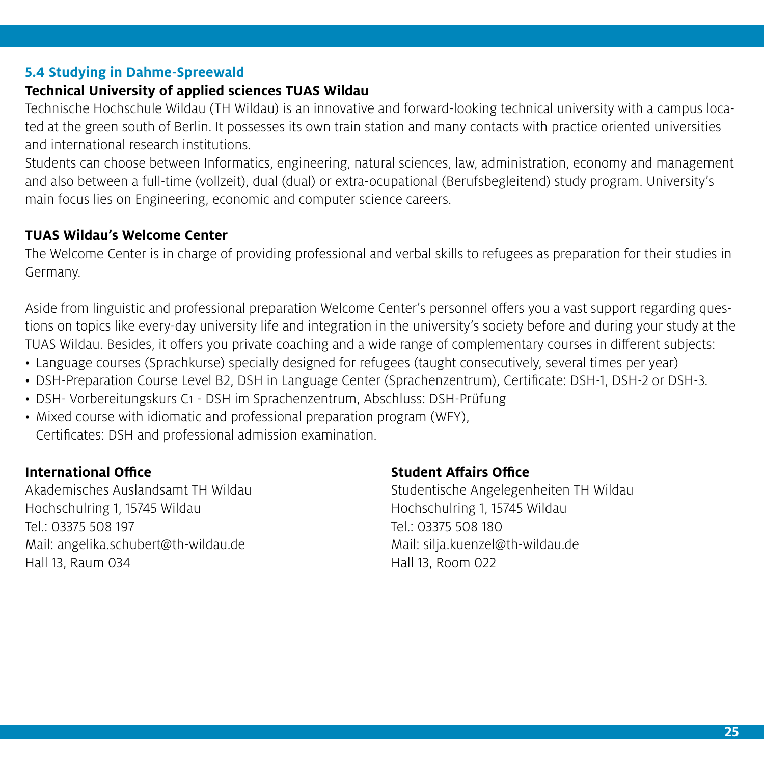## 5.4 Studying in Dahme-Spreewald

### Technical University of applied sciences TUAS Wildau

Technische Hochschule Wildau (TH Wildau) is an innovative and forward-looking technical university with a campus located at the green south of Berlin. It possesses its own train station and many contacts with practice oriented universities and international research institutions.

Students can choose between Informatics, engineering, natural sciences, law, administration, economy and management and also between a full-time (vollzeit), dual (dual) or extra-ocupational (Berufsbegleitend) study program. University's main focus lies on Engineering, economic and computer science careers.

### TUAS Wildau's Welcome Center

The Welcome Center is in charge of providing professional and verbal skills to refugees as preparation for their studies in Germany.

Aside from linguistic and professional preparation Welcome Center's personnel offers you a vast support regarding questions on topics like every-day university life and integration in the university's society before and during your study at the TUAS Wildau. Besides, it offers you private coaching and a wide range of complementary courses in different subjects:

- Language courses (Sprachkurse) specially designed for refugees (taught consecutively, several times per year)
- DSH-Preparation Course Level B2, DSH in Language Center (Sprachenzentrum), Certificate: DSH-1, DSH-2 or DSH-3.
- DSH- Vorbereitungskurs C1 - DSH im Sprachenzentrum, Abschluss: DSH-Prüfung
- Mixed course with idiomatic and professional preparation program (WFY), Certificates: DSH and professional admission examination.

**International Office**
Akademisches Auslandsamt TH Wildau
Hochschulring 1, 15745 Wildau
Tel.: 03375 508 197
Mail: angelika.schubert@th-wildau.de
Hall 13, Raum 034

**Student Affairs Office**
Studentische Angelegenheiten TH Wildau
Hochschulring 1, 15745 Wildau
Tel.: 03375 508 180
Mail: silja.kuenzel@th-wildau.de
Hall 13, Room 022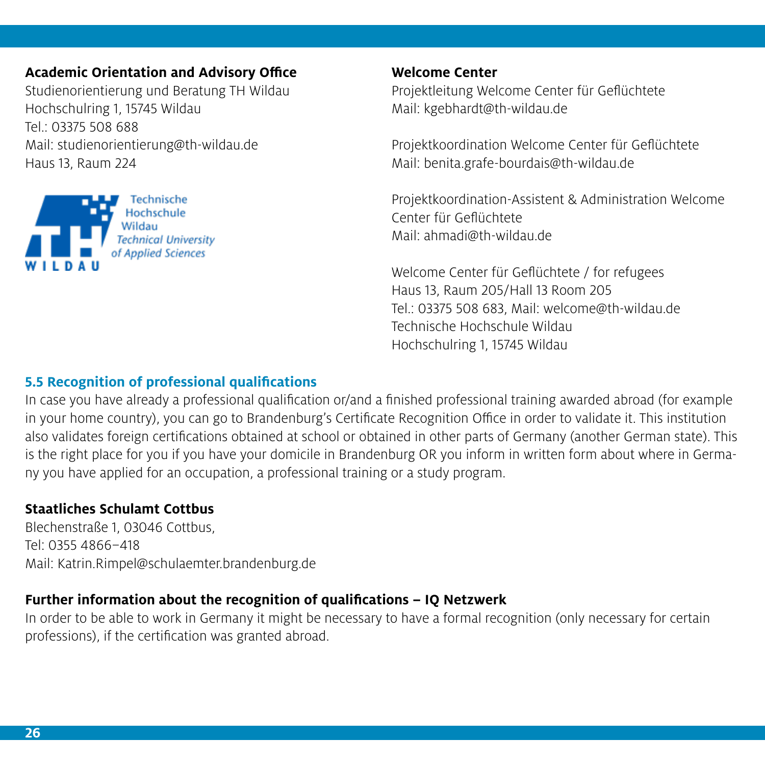**Academic Orientation and Advisory Office**
Studienorientierung und Beratung TH Wildau
Hochschulring 1, 15745 Wildau
Tel.: 03375 508 688
Mail: studienorientierung@th-wildau.de
Haus 13, Raum 224

**Welcome Center**
Projektleitung Welcome Center für Geflüchtete
Mail: kgebhardt@th-wildau.de

Projektkoordination Welcome Center für Geflüchtete
Mail: benita.grafe-bourdais@th-wildau.de

Projektkoordination-Assistent & Administration Welcome Center für Geflüchtete
Mail: ahmadi@th-wildau.de

Welcome Center für Geflüchtete / for refugees
Haus 13, Raum 205/Hall 13 Room 205
Tel.: 03375 508 683, Mail: welcome@th-wildau.de
Technische Hochschule Wildau
Hochschulring 1, 15745 Wildau

## 5.5 Recognition of professional qualifications

In case you have already a professional qualification or/and a finished professional training awarded abroad (for example in your home country), you can go to Brandenburg's Certificate Recognition Office in order to validate it. This institution also validates foreign certifications obtained at school or obtained in other parts of Germany (another German state). This is the right place for you if you have your domicile in Brandenburg OR you inform in written form about where in Germany you have applied for an occupation, a professional training or a study program.

**Staatliches Schulamt Cottbus**
Blechenstraße 1, 03046 Cottbus,
Tel: 0355 4866–418
Mail: Katrin.Rimpel@schulaemter.brandenburg.de

**Further information about the recognition of qualifications – IQ Netzwerk**
In order to be able to work in Germany it might be necessary to have a formal recognition (only necessary for certain professions), if the certification was granted abroad.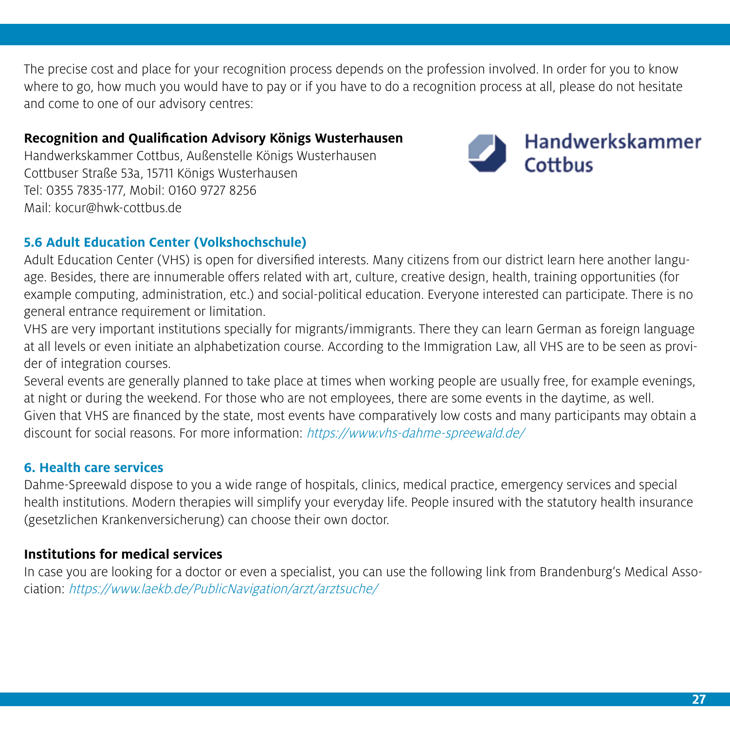The precise cost and place for your recognition process depends on the profession involved. In order for you to know where to go, how much you would have to pay or if you have to do a recognition process at all, please do not hesitate and come to one of our advisory centres:

**Recognition and Qualification Advisory Königs Wusterhausen**
Handwerkskammer Cottbus, Außenstelle Königs Wusterhausen
Cottbuser Straße 53a, 15711 Königs Wusterhausen
Tel: 0355 7835-177, Mobil: 0160 9727 8256
Mail: kocur@hwk-cottbus.de

Handwerkskammer Cottbus

## 5.6 Adult Education Center (Volkshochschule)

Adult Education Center (VHS) is open for diversified interests. Many citizens from our district learn here another language. Besides, there are innumerable offers related with art, culture, creative design, health, training opportunities (for example computing, administration, etc.) and social-political education. Everyone interested can participate. There is no general entrance requirement or limitation.

VHS are very important institutions specially for migrants/immigrants. There they can learn German as foreign language at all levels or even initiate an alphabetization course. According to the Immigration Law, all VHS are to be seen as provider of integration courses.

Several events are generally planned to take place at times when working people are usually free, for example evenings, at night or during the weekend. For those who are not employees, there are some events in the daytime, as well.

Given that VHS are financed by the state, most events have comparatively low costs and many participants may obtain a discount for social reasons. For more information: *https://www.vhs-dahme-spreewald.de/*

## 6. Health care services

Dahme-Spreewald dispose to you a wide range of hospitals, clinics, medical practice, emergency services and special health institutions. Modern therapies will simplify your everyday life. People insured with the statutory health insurance (gesetzlichen Krankenversicherung) can choose their own doctor.

**Institutions for medical services**

In case you are looking for a doctor or even a specialist, you can use the following link from Brandenburg's Medical Association: *https://www.laekb.de/PublicNavigation/arzt/arztsuche/*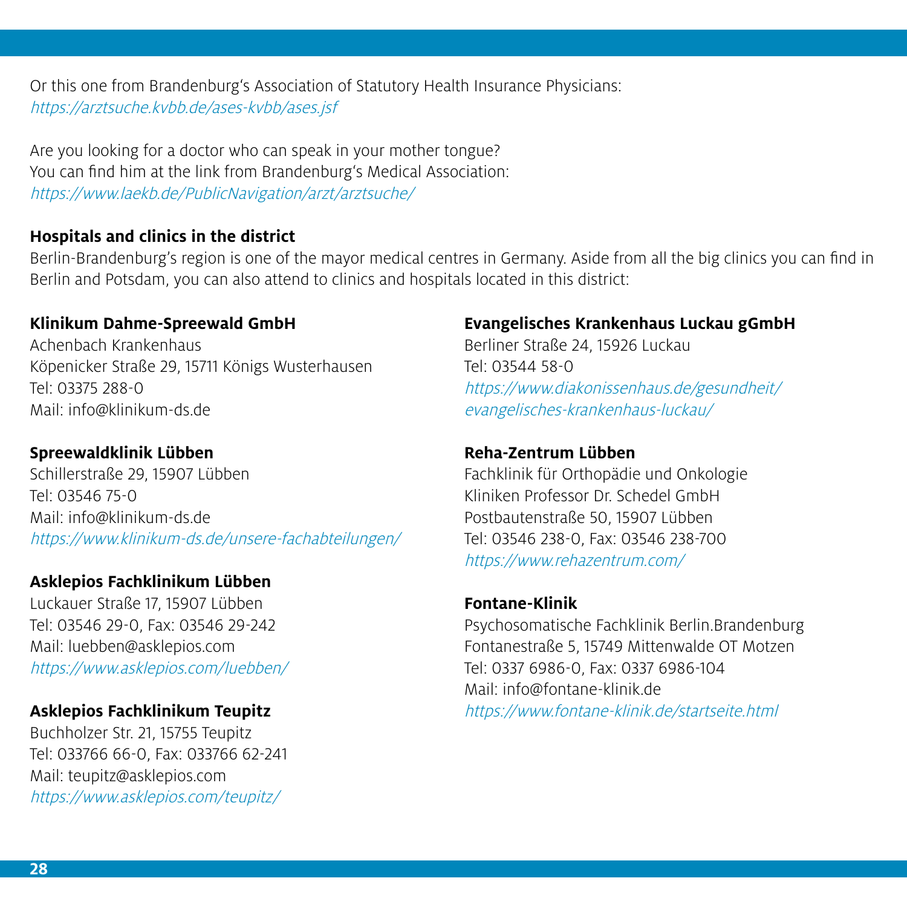Or this one from Brandenburg‘s Association of Statutory Health Insurance Physicians:
*https://arztsuche.kvbb.de/ases-kvbb/ases.jsf*

Are you looking for a doctor who can speak in your mother tongue?
You can find him at the link from Brandenburg‘s Medical Association:
*https://www.laekb.de/PublicNavigation/arzt/arztsuche/*

**Hospitals and clinics in the district**

Berlin-Brandenburg's region is one of the mayor medical centres in Germany. Aside from all the big clinics you can find in Berlin and Potsdam, you can also attend to clinics and hospitals located in this district:

**Klinikum Dahme-Spreewald GmbH**
Achenbach Krankenhaus
Köpenicker Straße 29, 15711 Königs Wusterhausen
Tel: 03375 288-0
Mail: info@klinikum-ds.de

**Spreewaldklinik Lübben**
Schillerstraße 29, 15907 Lübben
Tel: 03546 75-0
Mail: info@klinikum-ds.de
*https://www.klinikum-ds.de/unsere-fachabteilungen/*

**Asklepios Fachklinikum Lübben**
Luckauer Straße 17, 15907 Lübben
Tel: 03546 29-0, Fax: 03546 29-242
Mail: luebben@asklepios.com
*https://www.asklepios.com/luebben/*

**Asklepios Fachklinikum Teupitz**
Buchholzer Str. 21, 15755 Teupitz
Tel: 033766 66-0, Fax: 033766 62-241
Mail: teupitz@asklepios.com
*https://www.asklepios.com/teupitz/*

**Evangelisches Krankenhaus Luckau gGmbH**
Berliner Straße 24, 15926 Luckau
Tel: 03544 58-0
*https://www.diakonissenhaus.de/gesundheit/evangelisches-krankenhaus-luckau/*

**Reha-Zentrum Lübben**
Fachklinik für Orthopädie und Onkologie
Kliniken Professor Dr. Schedel GmbH
Postbautenstraße 50, 15907 Lübben
Tel: 03546 238-0, Fax: 03546 238-700
*https://www.rehazentrum.com/*

**Fontane-Klinik**
Psychosomatische Fachklinik Berlin.Brandenburg
Fontanestraße 5, 15749 Mittenwalde OT Motzen
Tel: 0337 6986-0, Fax: 0337 6986-104
Mail: info@fontane-klinik.de
*https://www.fontane-klinik.de/startseite.html*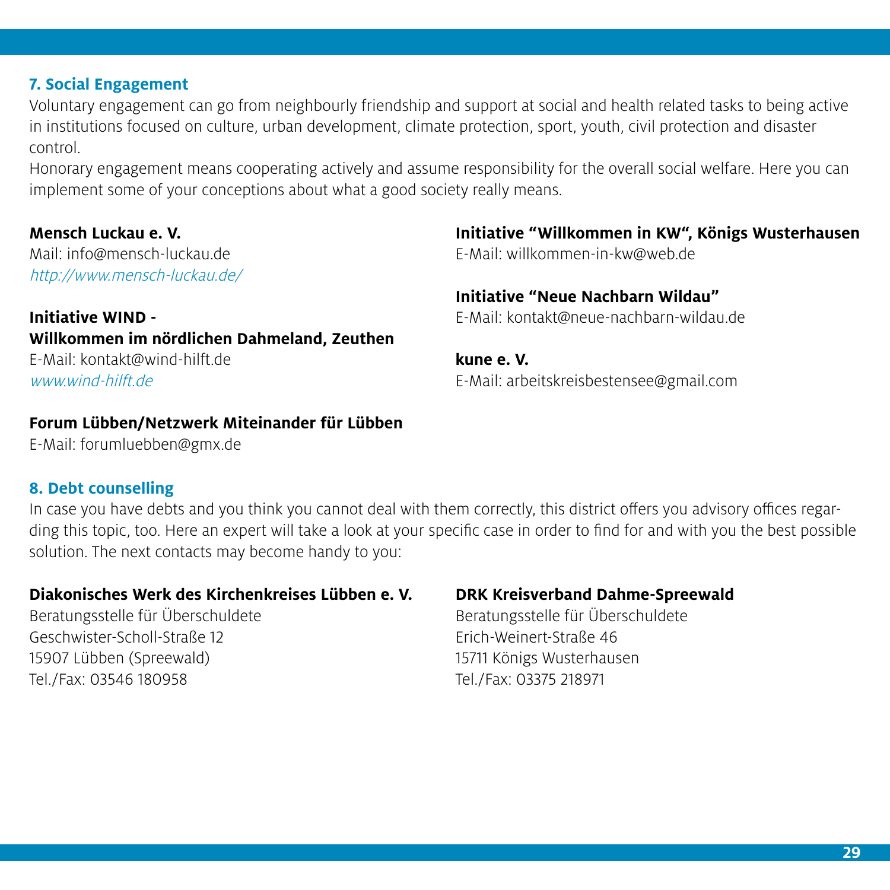## 7. Social Engagement

Voluntary engagement can go from neighbourly friendship and support at social and health related tasks to being active in institutions focused on culture, urban development, climate protection, sport, youth, civil protection and disaster control.

Honorary engagement means cooperating actively and assume responsibility for the overall social welfare. Here you can implement some of your conceptions about what a good society really means.

**Mensch Luckau e. V.**
Mail: info@mensch-luckau.de
*http://www.mensch-luckau.de/*

**Initiative WIND - Willkommen im nördlichen Dahmeland, Zeuthen**
E-Mail: kontakt@wind-hilft.de
*www.wind-hilft.de*

**Forum Lübben/Netzwerk Miteinander für Lübben**
E-Mail: forumluebben@gmx.de

**Initiative "Willkommen in KW", Königs Wusterhausen**
E-Mail: willkommen-in-kw@web.de

**Initiative "Neue Nachbarn Wildau"**
E-Mail: kontakt@neue-nachbarn-wildau.de

**kune e. V.**
E-Mail: arbeitskreisbestensee@gmail.com

## 8. Debt counselling

In case you have debts and you think you cannot deal with them correctly, this district offers you advisory offices regarding this topic, too. Here an expert will take a look at your specific case in order to find for and with you the best possible solution. The next contacts may become handy to you:

**Diakonisches Werk des Kirchenkreises Lübben e. V.**
Beratungsstelle für Überschuldete
Geschwister-Scholl-Straße 12
15907 Lübben (Spreewald)
Tel./Fax: 03546 180958

**DRK Kreisverband Dahme-Spreewald**
Beratungsstelle für Überschuldete
Erich-Weinert-Straße 46
15711 Königs Wusterhausen
Tel./Fax: 03375 218971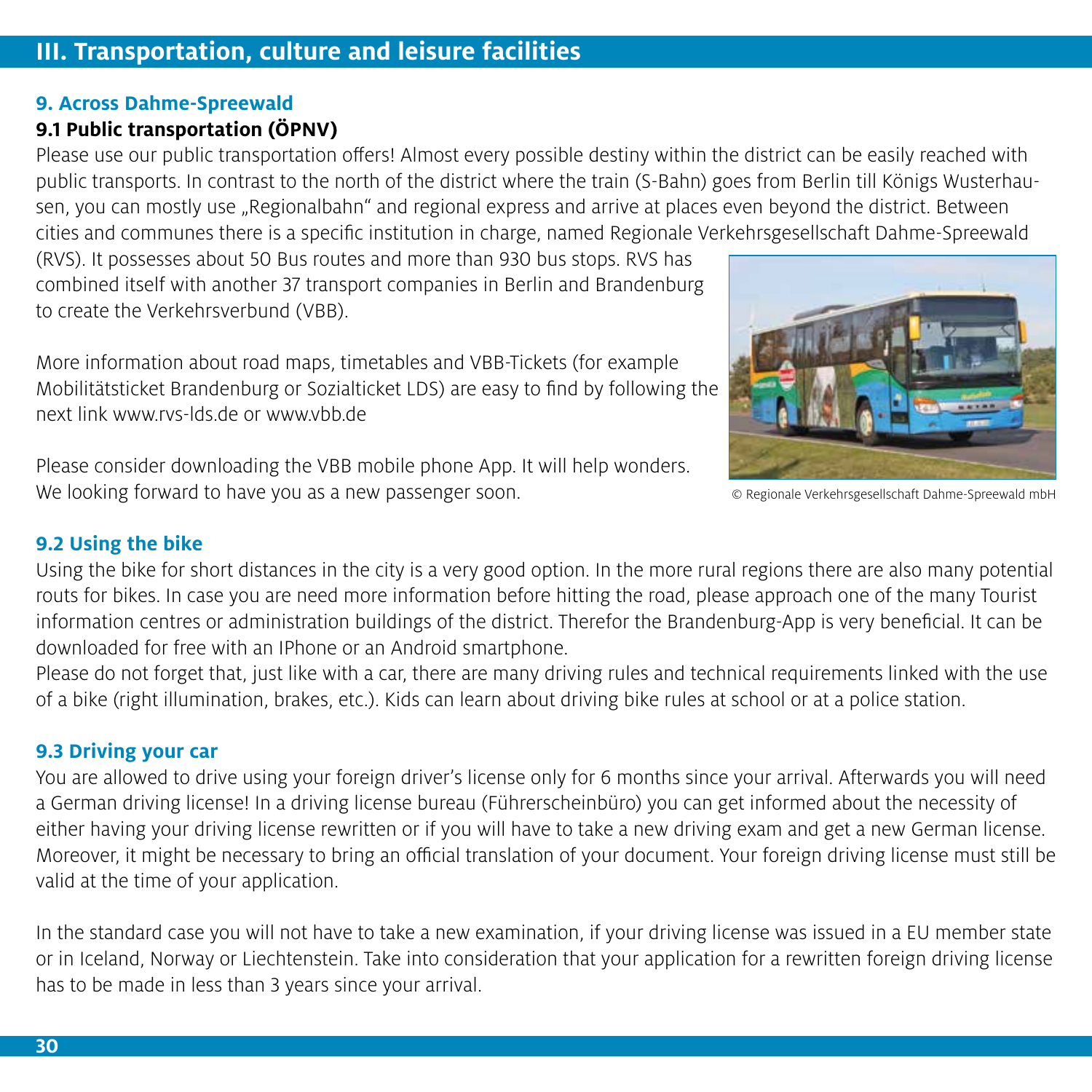# III. Transportation, culture and leisure facilities

## 9. Across Dahme-Spreewald

### 9.1 Public transportation (ÖPNV)

Please use our public transportation offers! Almost every possible destiny within the district can be easily reached with public transports. In contrast to the north of the district where the train (S-Bahn) goes from Berlin till Königs Wusterhausen, you can mostly use „Regionalbahn" and regional express and arrive at places even beyond the district. Between cities and communes there is a specific institution in charge, named Regionale Verkehrsgesellschaft Dahme-Spreewald (RVS). It possesses about 50 Bus routes and more than 930 bus stops. RVS has combined itself with another 37 transport companies in Berlin and Brandenburg to create the Verkehrsverbund (VBB).

More information about road maps, timetables and VBB-Tickets (for example Mobilitätsticket Brandenburg or Sozialticket LDS) are easy to find by following the next link www.rvs-lds.de or www.vbb.de

Please consider downloading the VBB mobile phone App. It will help wonders. We looking forward to have you as a new passenger soon.

© Regionale Verkehrsgesellschaft Dahme-Spreewald mbH

### 9.2 Using the bike

Using the bike for short distances in the city is a very good option. In the more rural regions there are also many potential routs for bikes. In case you are need more information before hitting the road, please approach one of the many Tourist information centres or administration buildings of the district. Therefor the Brandenburg-App is very beneficial. It can be downloaded for free with an IPhone or an Android smartphone.

Please do not forget that, just like with a car, there are many driving rules and technical requirements linked with the use of a bike (right illumination, brakes, etc.). Kids can learn about driving bike rules at school or at a police station.

### 9.3 Driving your car

You are allowed to drive using your foreign driver's license only for 6 months since your arrival. Afterwards you will need a German driving license! In a driving license bureau (Führerscheinbüro) you can get informed about the necessity of either having your driving license rewritten or if you will have to take a new driving exam and get a new German license. Moreover, it might be necessary to bring an official translation of your document. Your foreign driving license must still be valid at the time of your application.

In the standard case you will not have to take a new examination, if your driving license was issued in a EU member state or in Iceland, Norway or Liechtenstein. Take into consideration that your application for a rewritten foreign driving license has to be made in less than 3 years since your arrival.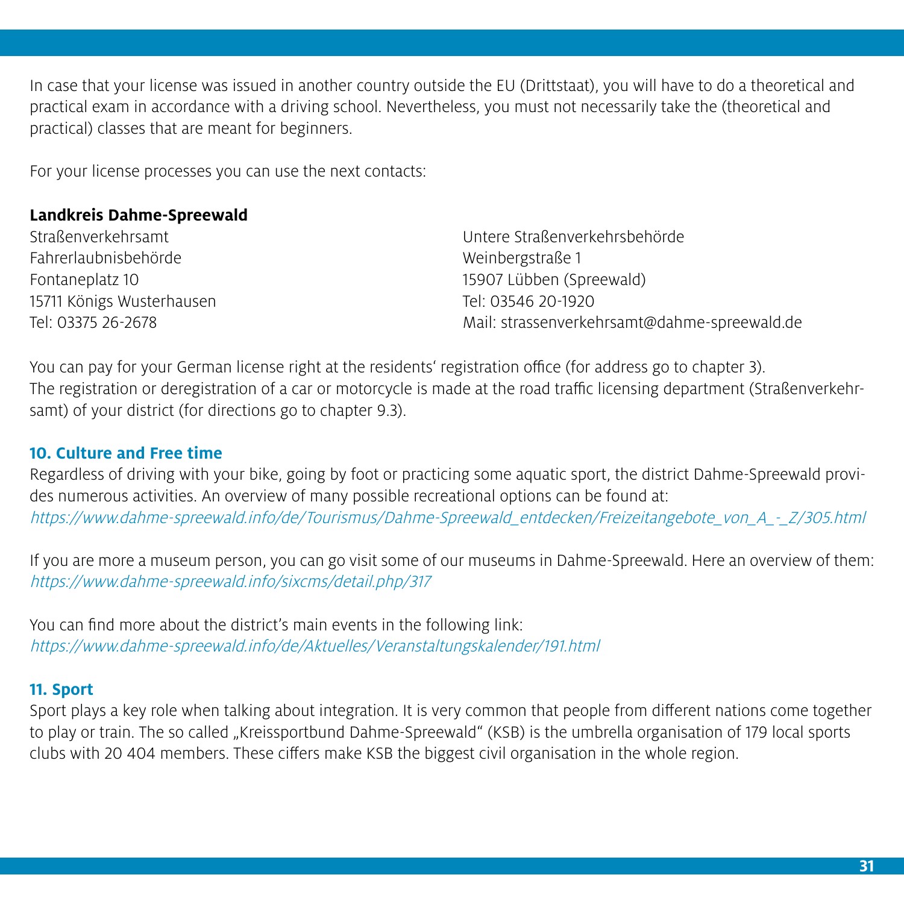In case that your license was issued in another country outside the EU (Drittstaat), you will have to do a theoretical and practical exam in accordance with a driving school. Nevertheless, you must not necessarily take the (theoretical and practical) classes that are meant for beginners.

For your license processes you can use the next contacts:

**Landkreis Dahme-Spreewald**

Straßenverkehrsamt
Fahrerlaubnisbehörde
Fontaneplatz 10
15711 Königs Wusterhausen
Tel: 03375 26-2678

Untere Straßenverkehrsbehörde
Weinbergstraße 1
15907 Lübben (Spreewald)
Tel: 03546 20-1920
Mail: strassenverkehrsamt@dahme-spreewald.de

You can pay for your German license right at the residents' registration office (for address go to chapter 3).
The registration or deregistration of a car or motorcycle is made at the road traffic licensing department (Straßenverkehrsamt) of your district (for directions go to chapter 9.3).

## 10. Culture and Free time

Regardless of driving with your bike, going by foot or practicing some aquatic sport, the district Dahme-Spreewald provides numerous activities. An overview of many possible recreational options can be found at:
*https://www.dahme-spreewald.info/de/Tourismus/Dahme-Spreewald_entdecken/Freizeitangebote_von_A_-_Z/305.html*

If you are more a museum person, you can go visit some of our museums in Dahme-Spreewald. Here an overview of them:
*https://www.dahme-spreewald.info/sixcms/detail.php/317*

You can find more about the district's main events in the following link:
*https://www.dahme-spreewald.info/de/Aktuelles/Veranstaltungskalender/191.html*

## 11. Sport

Sport plays a key role when talking about integration. It is very common that people from different nations come together to play or train. The so called „Kreissportbund Dahme-Spreewald" (KSB) is the umbrella organisation of 179 local sports clubs with 20 404 members. These ciffers make KSB the biggest civil organisation in the whole region.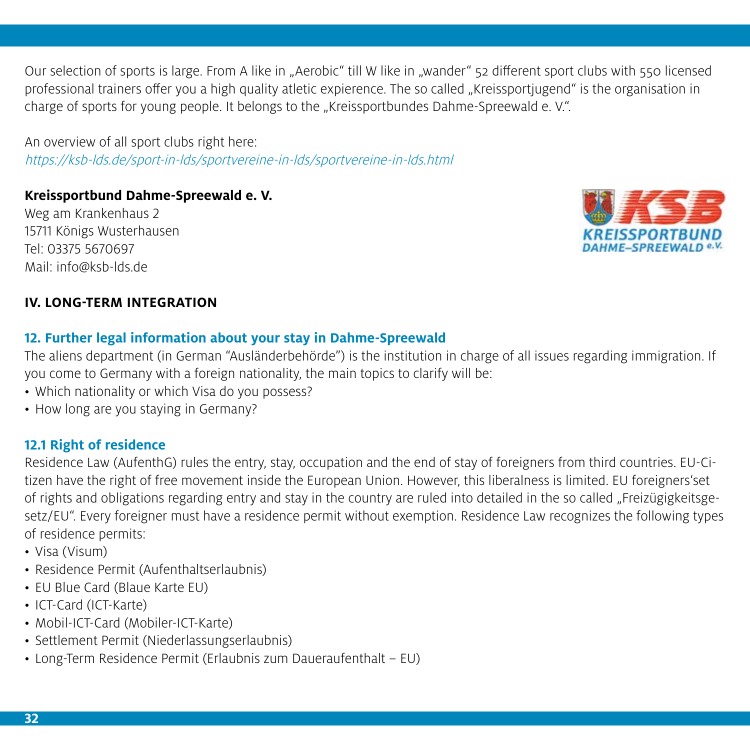Our selection of sports is large. From A like in „Aerobic" till W like in „wander" 52 different sport clubs with 550 licensed professional trainers offer you a high quality atletic expierence. The so called „Kreissportjugend" is the organisation in charge of sports for young people. It belongs to the „Kreissportbundes Dahme-Spreewald e. V.".

An overview of all sport clubs right here:
*https://ksb-lds.de/sport-in-lds/sportvereine-in-lds/sportvereine-in-lds.html*

**Kreissportbund Dahme-Spreewald e. V.**
Weg am Krankenhaus 2
15711 Königs Wusterhausen
Tel: 03375 5670697
Mail: info@ksb-lds.de

## IV. LONG-TERM INTEGRATION

### 12. Further legal information about your stay in Dahme-Spreewald

The aliens department (in German "Ausländerbehörde") is the institution in charge of all issues regarding immigration. If you come to Germany with a foreign nationality, the main topics to clarify will be:

- Which nationality or which Visa do you possess?
- How long are you staying in Germany?

### 12.1 Right of residence

Residence Law (AufenthG) rules the entry, stay, occupation and the end of stay of foreigners from third countries. EU-Citizen have the right of free movement inside the European Union. However, this liberalness is limited. EU foreigners'set of rights and obligations regarding entry and stay in the country are ruled into detailed in the so called „Freizügigkeitsgesetz/EU". Every foreigner must have a residence permit without exemption. Residence Law recognizes the following types of residence permits:

- Visa (Visum)
- Residence Permit (Aufenthaltserlaubnis)
- EU Blue Card (Blaue Karte EU)
- ICT-Card (ICT-Karte)
- Mobil-ICT-Card (Mobiler-ICT-Karte)
- Settlement Permit (Niederlassungserlaubnis)
- Long-Term Residence Permit (Erlaubnis zum Daueraufenthalt – EU)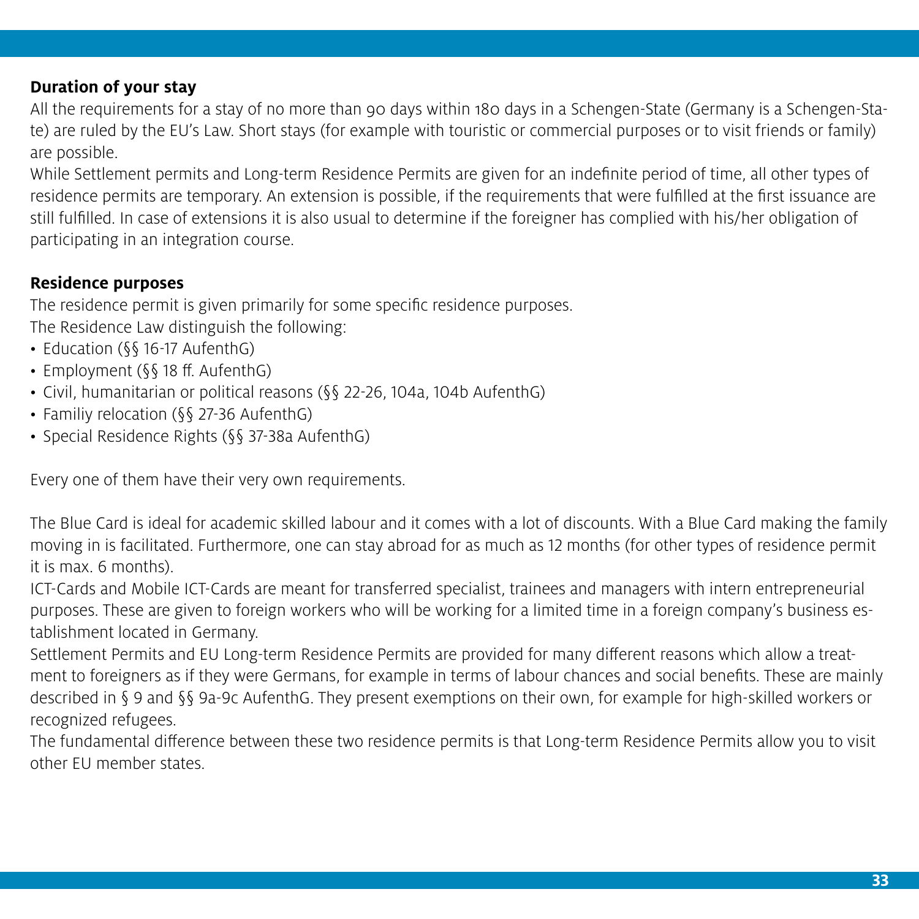**Duration of your stay**

All the requirements for a stay of no more than 90 days within 180 days in a Schengen-State (Germany is a Schengen-State) are ruled by the EU's Law. Short stays (for example with touristic or commercial purposes or to visit friends or family) are possible.

While Settlement permits and Long-term Residence Permits are given for an indefinite period of time, all other types of residence permits are temporary. An extension is possible, if the requirements that were fulfilled at the first issuance are still fulfilled. In case of extensions it is also usual to determine if the foreigner has complied with his/her obligation of participating in an integration course.

**Residence purposes**

The residence permit is given primarily for some specific residence purposes.
The Residence Law distinguish the following:

- Education (§§ 16-17 AufenthG)
- Employment (§§ 18 ff. AufenthG)
- Civil, humanitarian or political reasons (§§ 22-26, 104a, 104b AufenthG)
- Familiy relocation (§§ 27-36 AufenthG)
- Special Residence Rights (§§ 37-38a AufenthG)

Every one of them have their very own requirements.

The Blue Card is ideal for academic skilled labour and it comes with a lot of discounts. With a Blue Card making the family moving in is facilitated. Furthermore, one can stay abroad for as much as 12 months (for other types of residence permit it is max. 6 months).
ICT-Cards and Mobile ICT-Cards are meant for transferred specialist, trainees and managers with intern entrepreneurial purposes. These are given to foreign workers who will be working for a limited time in a foreign company's business establishment located in Germany.
Settlement Permits and EU Long-term Residence Permits are provided for many different reasons which allow a treatment to foreigners as if they were Germans, for example in terms of labour chances and social benefits. These are mainly described in § 9 and §§ 9a-9c AufenthG. They present exemptions on their own, for example for high-skilled workers or recognized refugees.
The fundamental difference between these two residence permits is that Long-term Residence Permits allow you to visit other EU member states.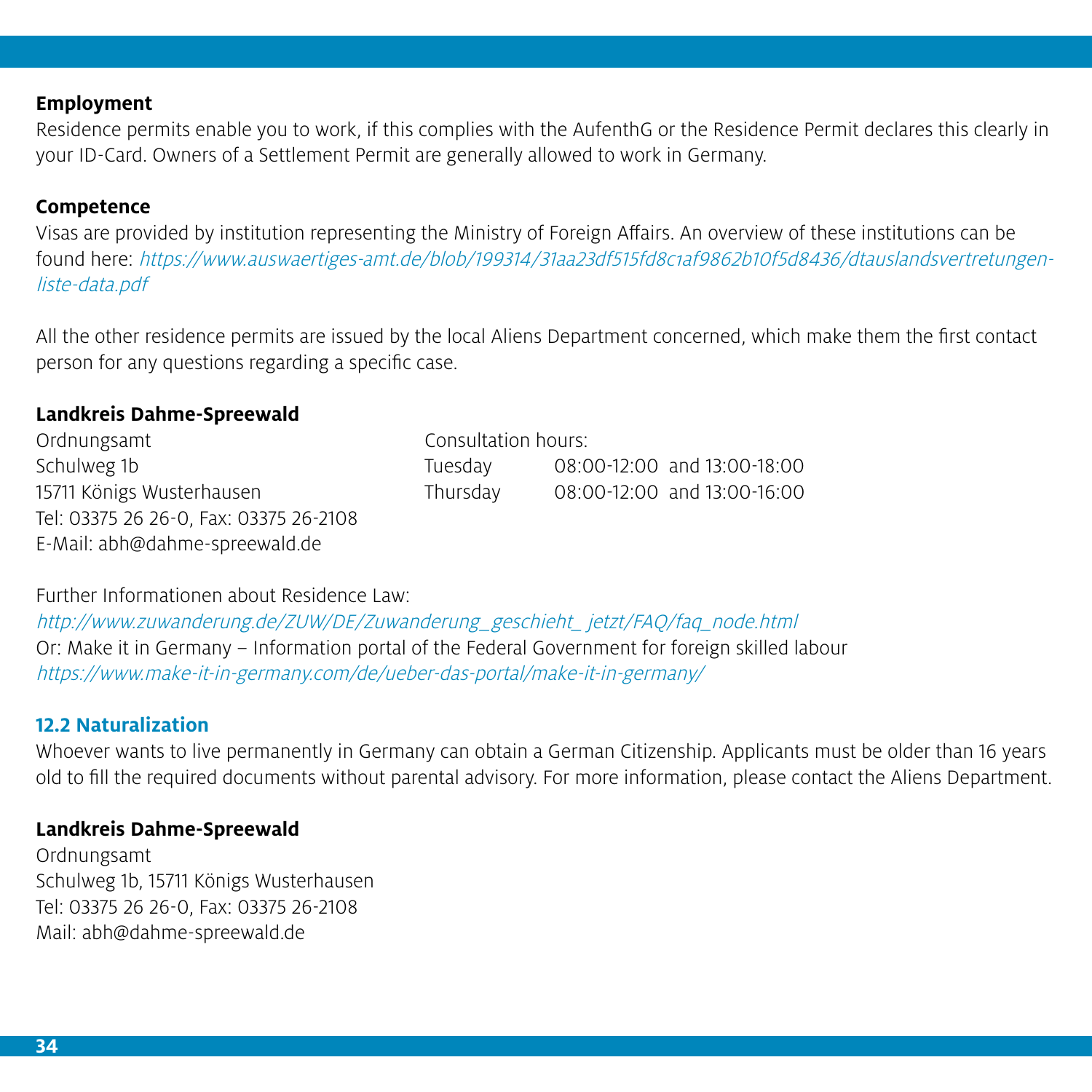**Employment**

Residence permits enable you to work, if this complies with the AufenthG or the Residence Permit declares this clearly in your ID-Card. Owners of a Settlement Permit are generally allowed to work in Germany.

**Competence**

Visas are provided by institution representing the Ministry of Foreign Affairs. An overview of these institutions can be found here: *https://www.auswaertiges-amt.de/blob/199314/31aa23df515fd8c1af9862b10f5d8436/dtauslandsvertretungen-liste-data.pdf*

All the other residence permits are issued by the local Aliens Department concerned, which make them the first contact person for any questions regarding a specific case.

**Landkreis Dahme-Spreewald**

Ordnungsamt
Schulweg 1b
15711 Königs Wusterhausen
Tel: 03375 26 26-0, Fax: 03375 26-2108
E-Mail: abh@dahme-spreewald.de

Consultation hours:

| | |
|---|---|
| Tuesday | 08:00-12:00 and 13:00-18:00 |
| Thursday | 08:00-12:00 and 13:00-16:00 |

Further Informationen about Residence Law:
*http://www.zuwanderung.de/ZUW/DE/Zuwanderung_geschieht_ jetzt/FAQ/faq_node.html*
Or: Make it in Germany – Information portal of the Federal Government for foreign skilled labour
*https://www.make-it-in-germany.com/de/ueber-das-portal/make-it-in-germany/*

## 12.2 Naturalization

Whoever wants to live permanently in Germany can obtain a German Citizenship. Applicants must be older than 16 years old to fill the required documents without parental advisory. For more information, please contact the Aliens Department.

**Landkreis Dahme-Spreewald**

Ordnungsamt
Schulweg 1b, 15711 Königs Wusterhausen
Tel: 03375 26 26-0, Fax: 03375 26-2108
Mail: abh@dahme-spreewald.de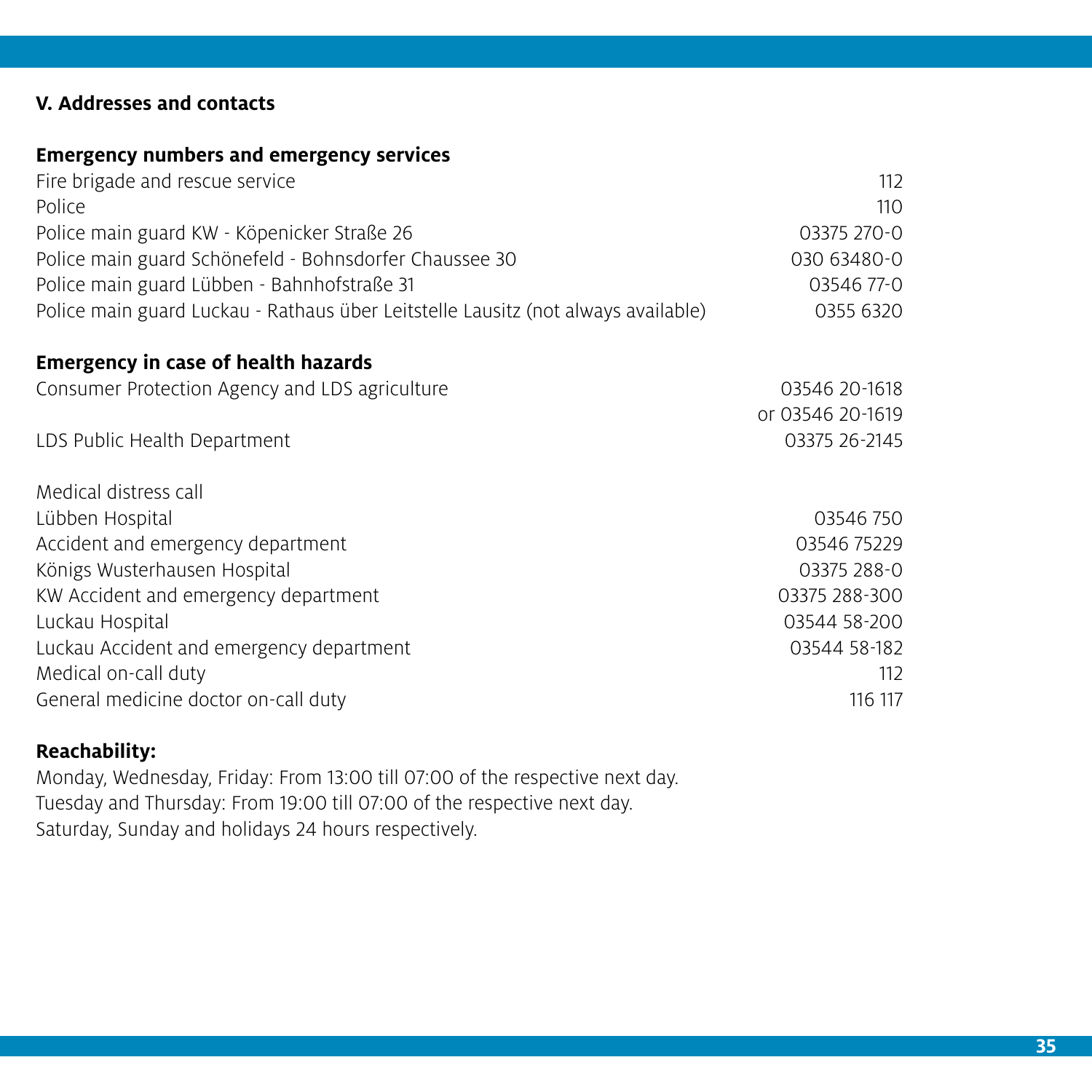## V. Addresses and contacts

### Emergency numbers and emergency services

| | |
|---|---|
| Fire brigade and rescue service | 112 |
| Police | 110 |
| Police main guard KW - Köpenicker Straße 26 | 03375 270-0 |
| Police main guard Schönefeld - Bohnsdorfer Chaussee 30 | 030 63480-0 |
| Police main guard Lübben - Bahnhofstraße 31 | 03546 77-0 |
| Police main guard Luckau - Rathaus über Leitstelle Lausitz (not always available) | 0355 6320 |

### Emergency in case of health hazards

| | |
|---|---|
| Consumer Protection Agency and LDS agriculture | 03546 20-1618<br>or 03546 20-1619 |
| LDS Public Health Department | 03375 26-2145 |
| | |
| Medical distress call | |
| Lübben Hospital | 03546 750 |
| Accident and emergency department | 03546 75229 |
| Königs Wusterhausen Hospital | 03375 288-0 |
| KW Accident and emergency department | 03375 288-300 |
| Luckau Hospital | 03544 58-200 |
| Luckau Accident and emergency department | 03544 58-182 |
| Medical on-call duty | 112 |
| General medicine doctor on-call duty | 116 117 |

**Reachability:**

Monday, Wednesday, Friday: From 13:00 till 07:00 of the respective next day.
Tuesday and Thursday: From 19:00 till 07:00 of the respective next day.
Saturday, Sunday and holidays 24 hours respectively.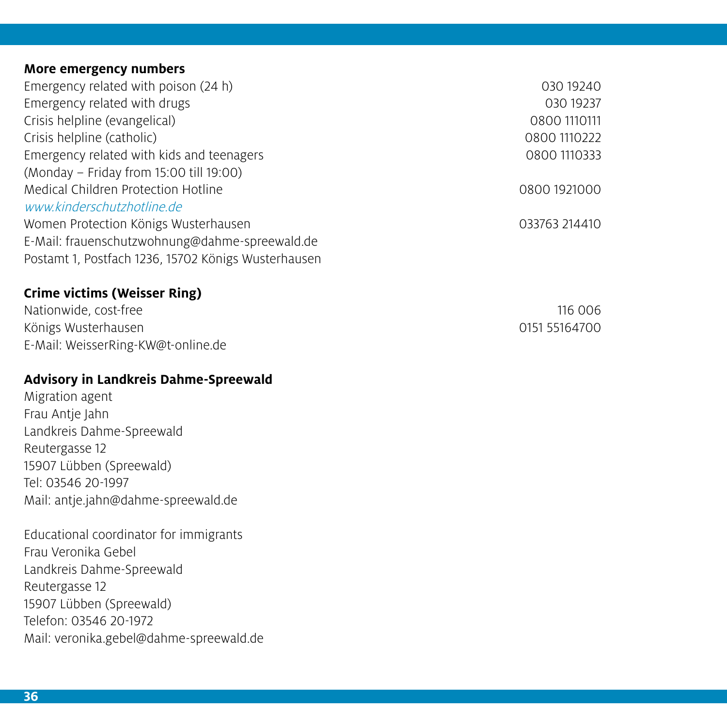**More emergency numbers**

| | |
|---|---|
| Emergency related with poison (24 h) | 030 19240 |
| Emergency related with drugs | 030 19237 |
| Crisis helpline (evangelical) | 0800 1110111 |
| Crisis helpline (catholic) | 0800 1110222 |
| Emergency related with kids and teenagers (Monday – Friday from 15:00 till 19:00) | 0800 1110333 |
| Medical Children Protection Hotline *www.kinderschutzhotline.de* | 0800 1921000 |
| Women Protection Königs Wusterhausen | 033763 214410 |

E-Mail: frauenschutzwohnung@dahme-spreewald.de
Postamt 1, Postfach 1236, 15702 Königs Wusterhausen

**Crime victims (Weisser Ring)**

| | |
|---|---|
| Nationwide, cost-free | 116 006 |
| Königs Wusterhausen | 0151 55164700 |

E-Mail: WeisserRing-KW@t-online.de

**Advisory in Landkreis Dahme-Spreewald**

Migration agent
Frau Antje Jahn
Landkreis Dahme-Spreewald
Reutergasse 12
15907 Lübben (Spreewald)
Tel: 03546 20-1997
Mail: antje.jahn@dahme-spreewald.de

Educational coordinator for immigrants
Frau Veronika Gebel
Landkreis Dahme-Spreewald
Reutergasse 12
15907 Lübben (Spreewald)
Telefon: 03546 20-1972
Mail: veronika.gebel@dahme-spreewald.de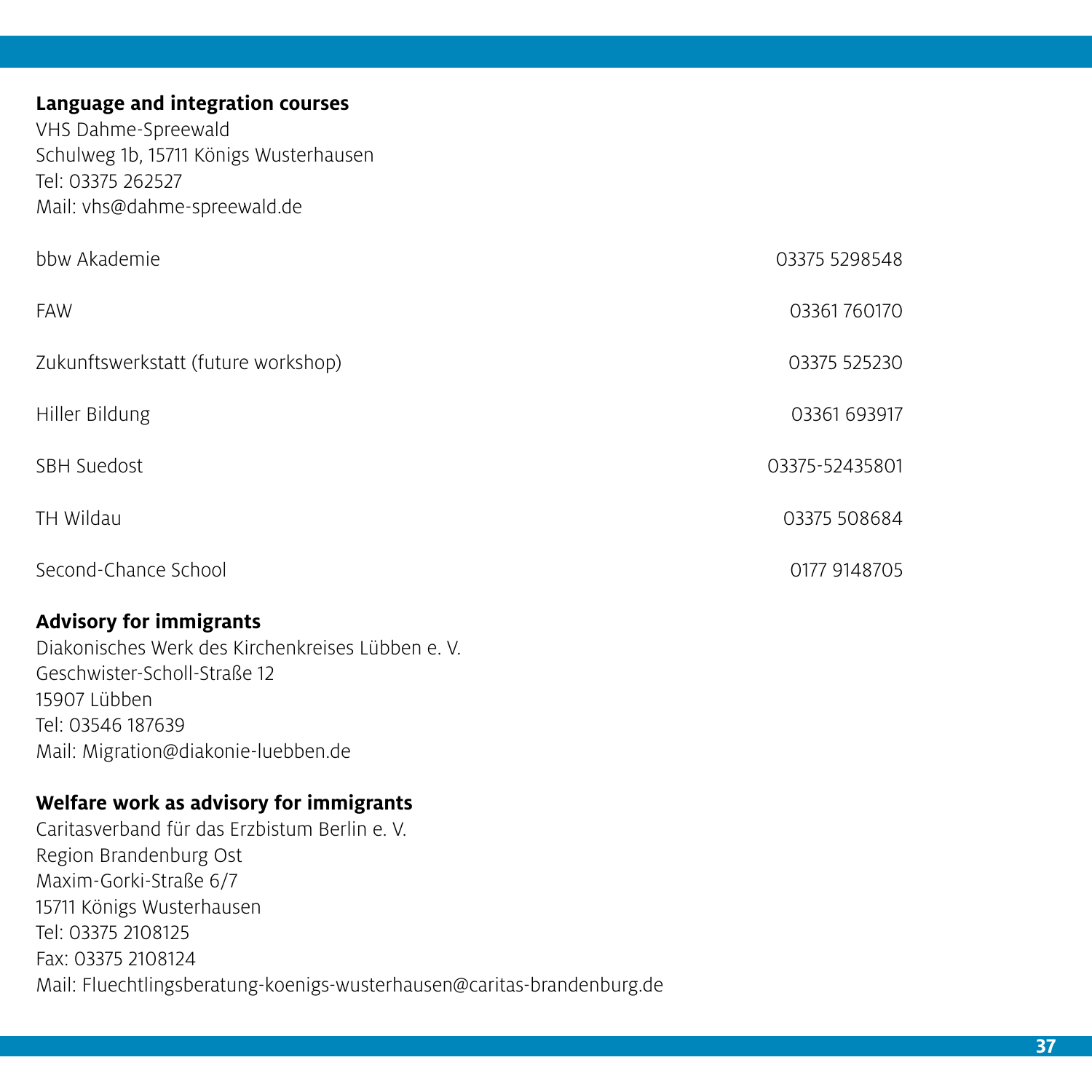**Language and integration courses**
VHS Dahme-Spreewald
Schulweg 1b, 15711 Königs Wusterhausen
Tel: 03375 262527
Mail: vhs@dahme-spreewald.de

| | |
|---|---|
| bbw Akademie | 03375 5298548 |
| FAW | 03361 760170 |
| Zukunftswerkstatt (future workshop) | 03375 525230 |
| Hiller Bildung | 03361 693917 |
| SBH Suedost | 03375-52435801 |
| TH Wildau | 03375 508684 |
| Second-Chance School | 0177 9148705 |

**Advisory for immigrants**
Diakonisches Werk des Kirchenkreises Lübben e. V.
Geschwister-Scholl-Straße 12
15907 Lübben
Tel: 03546 187639
Mail: Migration@diakonie-luebben.de

**Welfare work as advisory for immigrants**
Caritasverband für das Erzbistum Berlin e. V.
Region Brandenburg Ost
Maxim-Gorki-Straße 6/7
15711 Königs Wusterhausen
Tel: 03375 2108125
Fax: 03375 2108124
Mail: Fluechtlingsberatung-koenigs-wusterhausen@caritas-brandenburg.de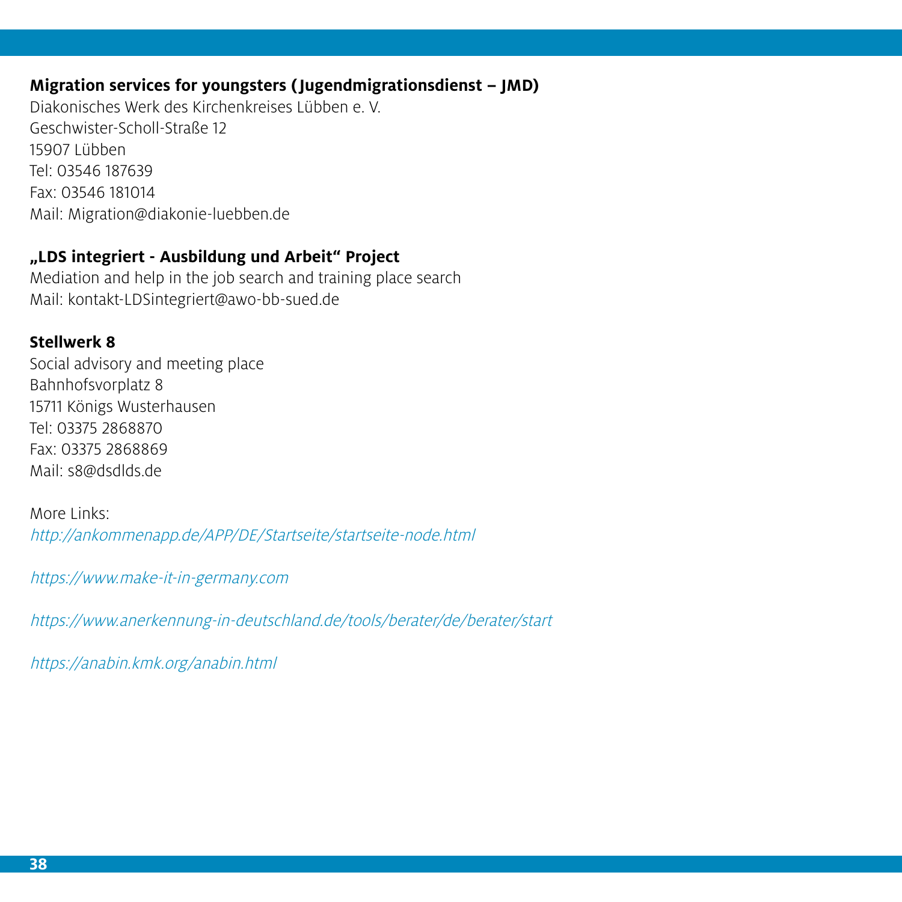**Migration services for youngsters (Jugendmigrationsdienst – JMD)**
Diakonisches Werk des Kirchenkreises Lübben e. V.
Geschwister-Scholl-Straße 12
15907 Lübben
Tel: 03546 187639
Fax: 03546 181014
Mail: Migration@diakonie-luebben.de

**„LDS integriert - Ausbildung und Arbeit“ Project**
Mediation and help in the job search and training place search
Mail: kontakt-LDSintegriert@awo-bb-sued.de

**Stellwerk 8**
Social advisory and meeting place
Bahnhofsvorplatz 8
15711 Königs Wusterhausen
Tel: 03375 2868870
Fax: 03375 2868869
Mail: s8@dsdlds.de

More Links:
*http://ankommenapp.de/APP/DE/Startseite/startseite-node.html*

*https://www.make-it-in-germany.com*

*https://www.anerkennung-in-deutschland.de/tools/berater/de/berater/start*

*https://anabin.kmk.org/anabin.html*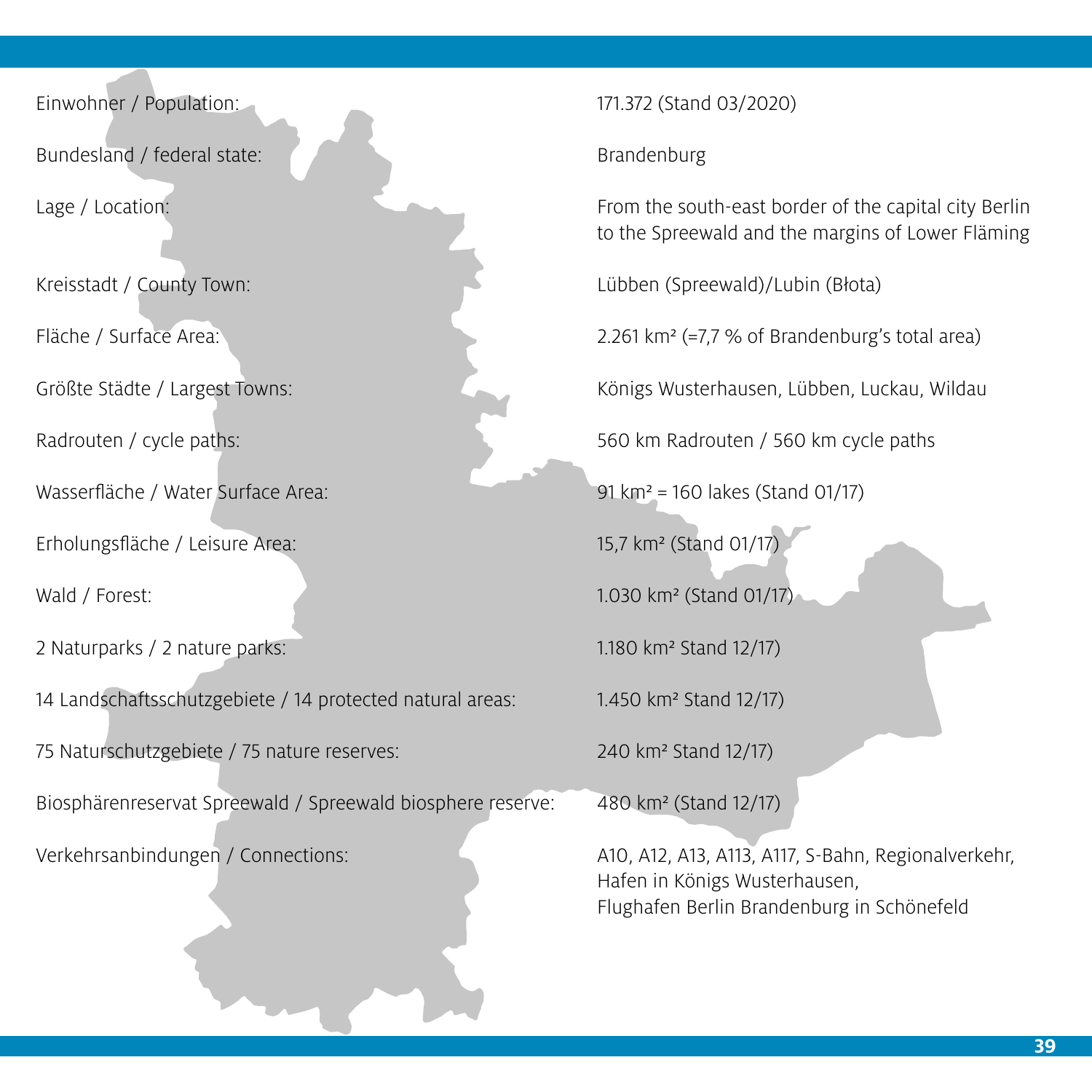| | |
|---|---|
| Einwohner / Population: | 171.372 (Stand 03/2020) |
| Bundesland / federal state: | Brandenburg |
| Lage / Location: | From the south-east border of the capital city Berlin to the Spreewald and the margins of Lower Fläming |
| Kreisstadt / County Town: | Lübben (Spreewald)/Lubin (Błota) |
| Fläche / Surface Area: | 2.261 km² (=7,7 % of Brandenburg's total area) |
| Größte Städte / Largest Towns: | Königs Wusterhausen, Lübben, Luckau, Wildau |
| Radrouten / cycle paths: | 560 km Radrouten / 560 km cycle paths |
| Wasserfläche / Water Surface Area: | 91 km² = 160 lakes (Stand 01/17) |
| Erholungsfläche / Leisure Area: | 15,7 km² (Stand 01/17) |
| Wald / Forest: | 1.030 km² (Stand 01/17) |
| 2 Naturparks / 2 nature parks: | 1.180 km² Stand 12/17) |
| 14 Landschaftsschutzgebiete / 14 protected natural areas: | 1.450 km² Stand 12/17) |
| 75 Naturschutzgebiete / 75 nature reserves: | 240 km² Stand 12/17) |
| Biosphärenreservat Spreewald / Spreewald biosphere reserve: | 480 km² (Stand 12/17) |
| Verkehrsanbindungen / Connections: | A10, A12, A13, A113, A117, S-Bahn, Regionalverkehr, Hafen in Königs Wusterhausen, Flughafen Berlin Brandenburg in Schönefeld |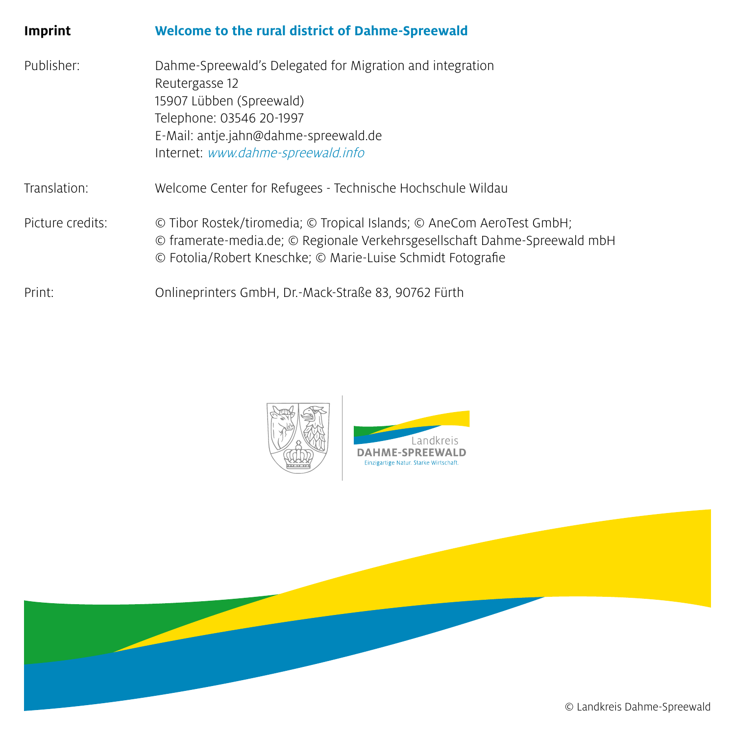## Imprint

**Welcome to the rural district of Dahme-Spreewald**

Publisher:
Dahme-Spreewald's Delegated for Migration and integration
Reutergasse 12
15907 Lübben (Spreewald)
Telephone: 03546 20-1997
E-Mail: antje.jahn@dahme-spreewald.de
Internet: *www.dahme-spreewald.info*

Translation:
Welcome Center for Refugees - Technische Hochschule Wildau

Picture credits:
© Tibor Rostek/tiromedia; © Tropical Islands; © AneCom AeroTest GmbH;
© framerate-media.de; © Regionale Verkehrsgesellschaft Dahme-Spreewald mbH
© Fotolia/Robert Kneschke; © Marie-Luise Schmidt Fotografie

Print:
Onlineprinters GmbH, Dr.-Mack-Straße 83, 90762 Fürth

Landkreis
DAHME-SPREEWALD
Einzigartige Natur. Starke Wirtschaft.

© Landkreis Dahme-Spreewald